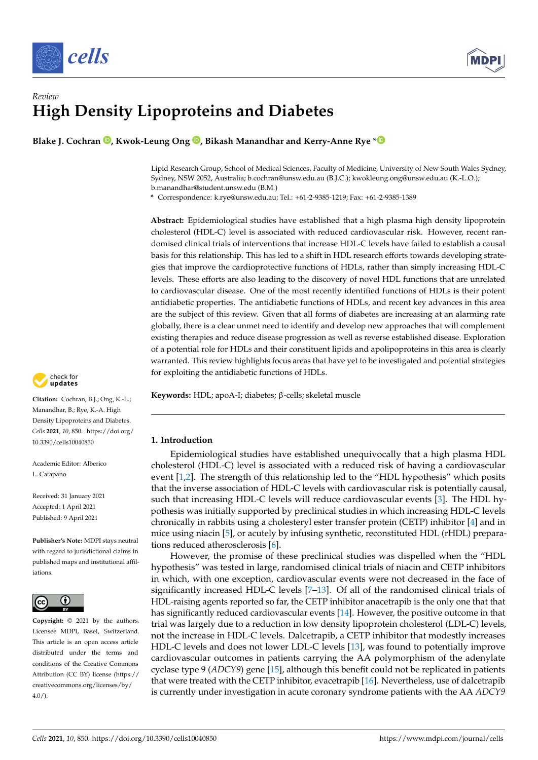Review

# High Density Lipoproteins and Diabetes

**Blake J. Cochran, Kwok-Leung Ong, Bikash Manandhar and Kerry-Anne Rye ***

Lipid Research Group, School of Medical Sciences, Faculty of Medicine, University of New South Wales Sydney, Sydney, NSW 2052, Australia; b.cochran@unsw.edu.au (B.J.C.); kwokleung.ong@unsw.edu.au (K.-L.O.); b.manandhar@student.unsw.edu (B.M.)

* Correspondence: k.rye@unsw.edu.au; Tel.: +61-2-9385-1219; Fax: +61-2-9385-1389

**Abstract:** Epidemiological studies have established that a high plasma high density lipoprotein cholesterol (HDL-C) level is associated with reduced cardiovascular risk. However, recent randomised clinical trials of interventions that increase HDL-C levels have failed to establish a causal basis for this relationship. This has led to a shift in HDL research efforts towards developing strategies that improve the cardioprotective functions of HDLs, rather than simply increasing HDL-C levels. These efforts are also leading to the discovery of novel HDL functions that are unrelated to cardiovascular disease. One of the most recently identified functions of HDLs is their potent antidiabetic properties. The antidiabetic functions of HDLs, and recent key advances in this area are the subject of this review. Given that all forms of diabetes are increasing at an alarming rate globally, there is a clear unmet need to identify and develop new approaches that will complement existing therapies and reduce disease progression as well as reverse established disease. Exploration of a potential role for HDLs and their constituent lipids and apolipoproteins in this area is clearly warranted. This review highlights focus areas that have yet to be investigated and potential strategies for exploiting the antidiabetic functions of HDLs.

**Keywords:** HDL; apoA-I; diabetes; β-cells; skeletal muscle

**Citation:** Cochran, B.J.; Ong, K.-L.; Manandhar, B.; Rye, K.-A. High Density Lipoproteins and Diabetes. *Cells* **2021**, *10*, 850. https://doi.org/10.3390/cells10040850

Academic Editor: Alberico L. Catapano

Received: 31 January 2021
Accepted: 1 April 2021
Published: 9 April 2021

**Publisher's Note:** MDPI stays neutral with regard to jurisdictional claims in published maps and institutional affiliations.

**Copyright:** © 2021 by the authors. Licensee MDPI, Basel, Switzerland. This article is an open access article distributed under the terms and conditions of the Creative Commons Attribution (CC BY) license (https://creativecommons.org/licenses/by/4.0/).

## 1. Introduction

Epidemiological studies have established unequivocally that a high plasma HDL cholesterol (HDL-C) level is associated with a reduced risk of having a cardiovascular event [1,2]. The strength of this relationship led to the "HDL hypothesis" which posits that the inverse association of HDL-C levels with cardiovascular risk is potentially causal, such that increasing HDL-C levels will reduce cardiovascular events [3]. The HDL hypothesis was initially supported by preclinical studies in which increasing HDL-C levels chronically in rabbits using a cholesteryl ester transfer protein (CETP) inhibitor [4] and in mice using niacin [5], or acutely by infusing synthetic, reconstituted HDL (rHDL) preparations reduced atherosclerosis [6].

However, the promise of these preclinical studies was dispelled when the "HDL hypothesis" was tested in large, randomised clinical trials of niacin and CETP inhibitors in which, with one exception, cardiovascular events were not decreased in the face of significantly increased HDL-C levels [7–13]. Of all of the randomised clinical trials of HDL-raising agents reported so far, the CETP inhibitor anacetrapib is the only one that that has significantly reduced cardiovascular events [14]. However, the positive outcome in that trial was largely due to a reduction in low density lipoprotein cholesterol (LDL-C) levels, not the increase in HDL-C levels. Dalcetrapib, a CETP inhibitor that modestly increases HDL-C levels and does not lower LDL-C levels [13], was found to potentially improve cardiovascular outcomes in patients carrying the AA polymorphism of the adenylate cyclase type 9 (*ADCY9*) gene [15], although this benefit could not be replicated in patients that were treated with the CETP inhibitor, evacetrapib [16]. Nevertheless, use of dalcetrapib is currently under investigation in acute coronary syndrome patients with the AA *ADCY9*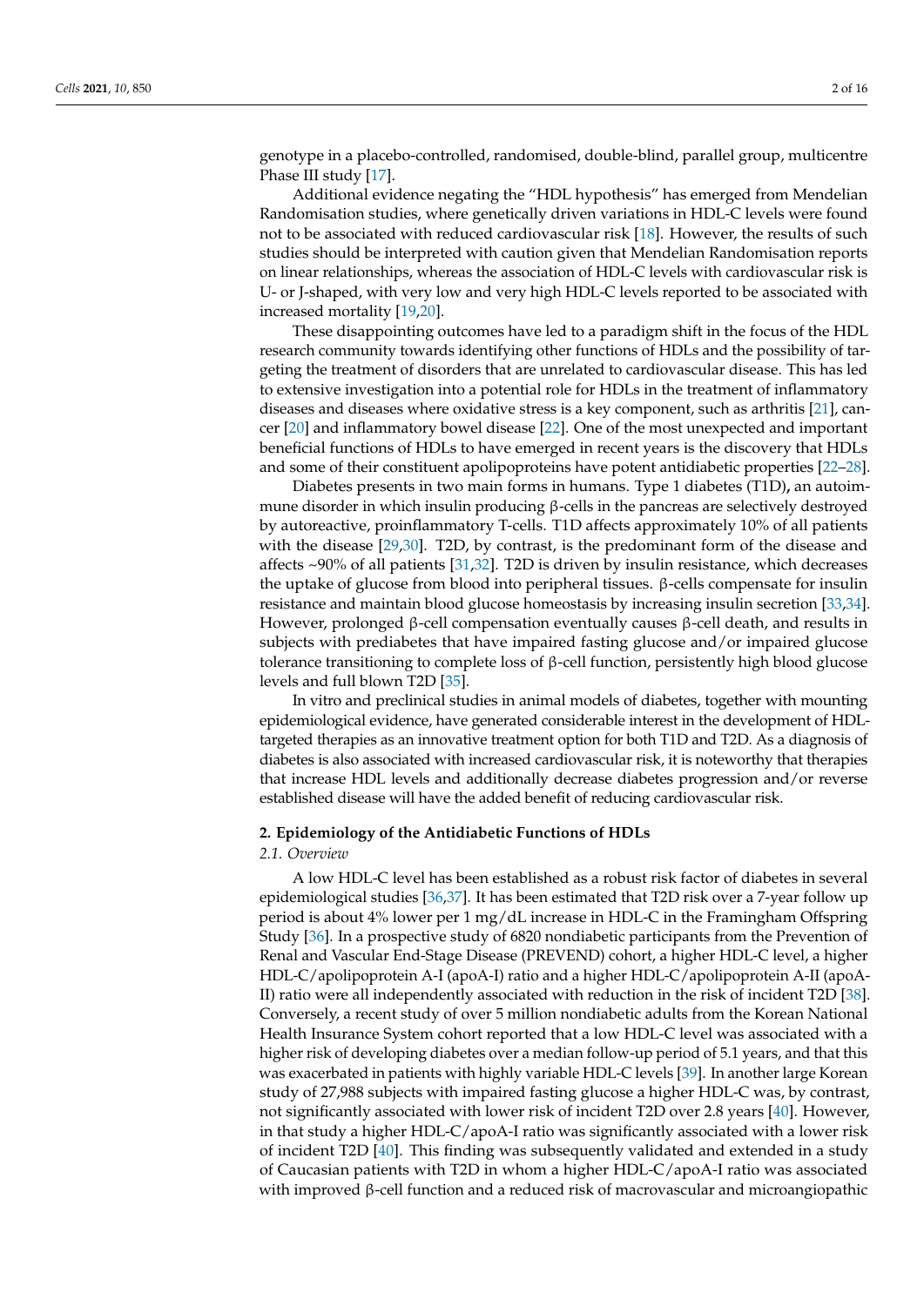genotype in a placebo-controlled, randomised, double-blind, parallel group, multicentre Phase III study [17].

Additional evidence negating the "HDL hypothesis" has emerged from Mendelian Randomisation studies, where genetically driven variations in HDL-C levels were found not to be associated with reduced cardiovascular risk [18]. However, the results of such studies should be interpreted with caution given that Mendelian Randomisation reports on linear relationships, whereas the association of HDL-C levels with cardiovascular risk is U- or J-shaped, with very low and very high HDL-C levels reported to be associated with increased mortality [19,20].

These disappointing outcomes have led to a paradigm shift in the focus of the HDL research community towards identifying other functions of HDLs and the possibility of targeting the treatment of disorders that are unrelated to cardiovascular disease. This has led to extensive investigation into a potential role for HDLs in the treatment of inflammatory diseases and diseases where oxidative stress is a key component, such as arthritis [21], cancer [20] and inflammatory bowel disease [22]. One of the most unexpected and important beneficial functions of HDLs to have emerged in recent years is the discovery that HDLs and some of their constituent apolipoproteins have potent antidiabetic properties [22–28].

Diabetes presents in two main forms in humans. Type 1 diabetes (T1D**)**, an autoimmune disorder in which insulin producing β-cells in the pancreas are selectively destroyed by autoreactive, proinflammatory T-cells. T1D affects approximately 10% of all patients with the disease [29,30]. T2D, by contrast, is the predominant form of the disease and affects ~90% of all patients [31,32]. T2D is driven by insulin resistance, which decreases the uptake of glucose from blood into peripheral tissues. β-cells compensate for insulin resistance and maintain blood glucose homeostasis by increasing insulin secretion [33,34]. However, prolonged β-cell compensation eventually causes β-cell death, and results in subjects with prediabetes that have impaired fasting glucose and/or impaired glucose tolerance transitioning to complete loss of β-cell function, persistently high blood glucose levels and full blown T2D [35].

In vitro and preclinical studies in animal models of diabetes, together with mounting epidemiological evidence, have generated considerable interest in the development of HDL-targeted therapies as an innovative treatment option for both T1D and T2D. As a diagnosis of diabetes is also associated with increased cardiovascular risk, it is noteworthy that therapies that increase HDL levels and additionally decrease diabetes progression and/or reverse established disease will have the added benefit of reducing cardiovascular risk.

## 2. Epidemiology of the Antidiabetic Functions of HDLs

### *2.1. Overview*

A low HDL-C level has been established as a robust risk factor of diabetes in several epidemiological studies [36,37]. It has been estimated that T2D risk over a 7-year follow up period is about 4% lower per 1 mg/dL increase in HDL-C in the Framingham Offspring Study [36]. In a prospective study of 6820 nondiabetic participants from the Prevention of Renal and Vascular End-Stage Disease (PREVEND) cohort, a higher HDL-C level, a higher HDL-C/apolipoprotein A-I (apoA-I) ratio and a higher HDL-C/apolipoprotein A-II (apoA-II) ratio were all independently associated with reduction in the risk of incident T2D [38]. Conversely, a recent study of over 5 million nondiabetic adults from the Korean National Health Insurance System cohort reported that a low HDL-C level was associated with a higher risk of developing diabetes over a median follow-up period of 5.1 years, and that this was exacerbated in patients with highly variable HDL-C levels [39]. In another large Korean study of 27,988 subjects with impaired fasting glucose a higher HDL-C was, by contrast, not significantly associated with lower risk of incident T2D over 2.8 years [40]. However, in that study a higher HDL-C/apoA-I ratio was significantly associated with a lower risk of incident T2D [40]. This finding was subsequently validated and extended in a study of Caucasian patients with T2D in whom a higher HDL-C/apoA-I ratio was associated with improved β-cell function and a reduced risk of macrovascular and microangiopathic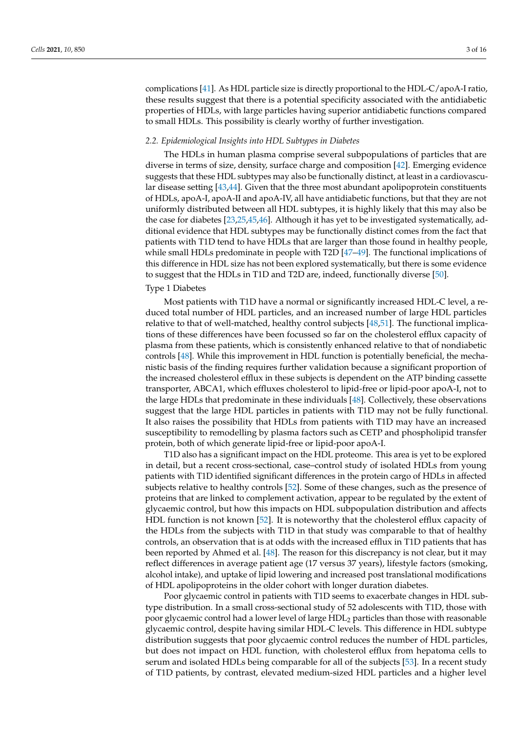complications [41]. As HDL particle size is directly proportional to the HDL-C/apoA-I ratio, these results suggest that there is a potential specificity associated with the antidiabetic properties of HDLs, with large particles having superior antidiabetic functions compared to small HDLs. This possibility is clearly worthy of further investigation.

### *2.2. Epidemiological Insights into HDL Subtypes in Diabetes*

The HDLs in human plasma comprise several subpopulations of particles that are diverse in terms of size, density, surface charge and composition [42]. Emerging evidence suggests that these HDL subtypes may also be functionally distinct, at least in a cardiovascular disease setting [43,44]. Given that the three most abundant apolipoprotein constituents of HDLs, apoA-I, apoA-II and apoA-IV, all have antidiabetic functions, but that they are not uniformly distributed between all HDL subtypes, it is highly likely that this may also be the case for diabetes [23,25,45,46]. Although it has yet to be investigated systematically, additional evidence that HDL subtypes may be functionally distinct comes from the fact that patients with T1D tend to have HDLs that are larger than those found in healthy people, while small HDLs predominate in people with T2D [47–49]. The functional implications of this difference in HDL size has not been explored systematically, but there is some evidence to suggest that the HDLs in T1D and T2D are, indeed, functionally diverse [50].

Type 1 Diabetes

Most patients with T1D have a normal or significantly increased HDL-C level, a reduced total number of HDL particles, and an increased number of large HDL particles relative to that of well-matched, healthy control subjects [48,51]. The functional implications of these differences have been focussed so far on the cholesterol efflux capacity of plasma from these patients, which is consistently enhanced relative to that of nondiabetic controls [48]. While this improvement in HDL function is potentially beneficial, the mechanistic basis of the finding requires further validation because a significant proportion of the increased cholesterol efflux in these subjects is dependent on the ATP binding cassette transporter, ABCA1, which effluxes cholesterol to lipid-free or lipid-poor apoA-I, not to the large HDLs that predominate in these individuals [48]. Collectively, these observations suggest that the large HDL particles in patients with T1D may not be fully functional. It also raises the possibility that HDLs from patients with T1D may have an increased susceptibility to remodelling by plasma factors such as CETP and phospholipid transfer protein, both of which generate lipid-free or lipid-poor apoA-I.

T1D also has a significant impact on the HDL proteome. This area is yet to be explored in detail, but a recent cross-sectional, case–control study of isolated HDLs from young patients with T1D identified significant differences in the protein cargo of HDLs in affected subjects relative to healthy controls [52]. Some of these changes, such as the presence of proteins that are linked to complement activation, appear to be regulated by the extent of glycaemic control, but how this impacts on HDL subpopulation distribution and affects HDL function is not known [52]. It is noteworthy that the cholesterol efflux capacity of the HDLs from the subjects with T1D in that study was comparable to that of healthy controls, an observation that is at odds with the increased efflux in T1D patients that has been reported by Ahmed et al. [48]. The reason for this discrepancy is not clear, but it may reflect differences in average patient age (17 versus 37 years), lifestyle factors (smoking, alcohol intake), and uptake of lipid lowering and increased post translational modifications of HDL apolipoproteins in the older cohort with longer duration diabetes.

Poor glycaemic control in patients with T1D seems to exacerbate changes in HDL subtype distribution. In a small cross-sectional study of 52 adolescents with T1D, those with poor glycaemic control had a lower level of large $HDL_2$ particles than those with reasonable glycaemic control, despite having similar HDL-C levels. This difference in HDL subtype distribution suggests that poor glycaemic control reduces the number of HDL particles, but does not impact on HDL function, with cholesterol efflux from hepatoma cells to serum and isolated HDLs being comparable for all of the subjects [53]. In a recent study of T1D patients, by contrast, elevated medium-sized HDL particles and a higher level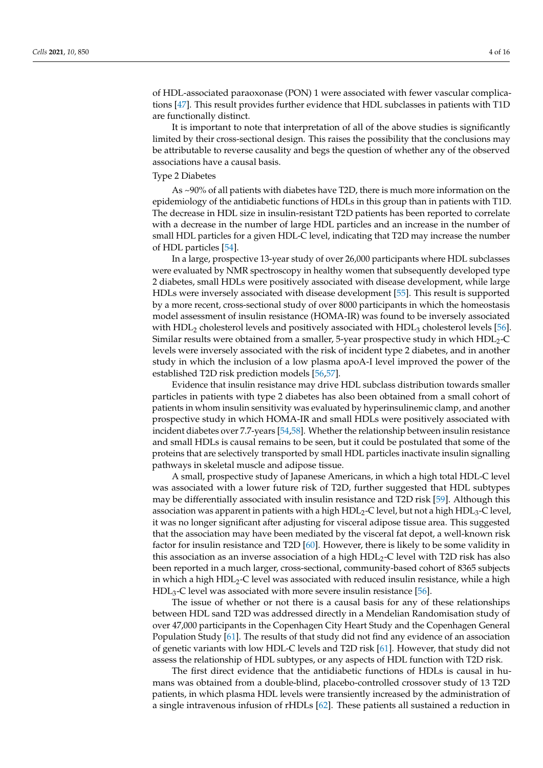of HDL-associated paraoxonase (PON) 1 were associated with fewer vascular complications [47]. This result provides further evidence that HDL subclasses in patients with T1D are functionally distinct.

It is important to note that interpretation of all of the above studies is significantly limited by their cross-sectional design. This raises the possibility that the conclusions may be attributable to reverse causality and begs the question of whether any of the observed associations have a causal basis.

Type 2 Diabetes

As ~90% of all patients with diabetes have T2D, there is much more information on the epidemiology of the antidiabetic functions of HDLs in this group than in patients with T1D. The decrease in HDL size in insulin-resistant T2D patients has been reported to correlate with a decrease in the number of large HDL particles and an increase in the number of small HDL particles for a given HDL-C level, indicating that T2D may increase the number of HDL particles [54].

In a large, prospective 13-year study of over 26,000 participants where HDL subclasses were evaluated by NMR spectroscopy in healthy women that subsequently developed type 2 diabetes, small HDLs were positively associated with disease development, while large HDLs were inversely associated with disease development [55]. This result is supported by a more recent, cross-sectional study of over 8000 participants in which the homeostasis model assessment of insulin resistance (HOMA-IR) was found to be inversely associated with $HDL_2$ cholesterol levels and positively associated with $HDL_3$ cholesterol levels [56]. Similar results were obtained from a smaller, 5-year prospective study in which $HDL_2$-C levels were inversely associated with the risk of incident type 2 diabetes, and in another study in which the inclusion of a low plasma apoA-I level improved the power of the established T2D risk prediction models [56,57].

Evidence that insulin resistance may drive HDL subclass distribution towards smaller particles in patients with type 2 diabetes has also been obtained from a small cohort of patients in whom insulin sensitivity was evaluated by hyperinsulinemic clamp, and another prospective study in which HOMA-IR and small HDLs were positively associated with incident diabetes over 7.7-years [54,58]. Whether the relationship between insulin resistance and small HDLs is causal remains to be seen, but it could be postulated that some of the proteins that are selectively transported by small HDL particles inactivate insulin signalling pathways in skeletal muscle and adipose tissue.

A small, prospective study of Japanese Americans, in which a high total HDL-C level was associated with a lower future risk of T2D, further suggested that HDL subtypes may be differentially associated with insulin resistance and T2D risk [59]. Although this association was apparent in patients with a high $HDL_2$-C level, but not a high $HDL_3$-C level, it was no longer significant after adjusting for visceral adipose tissue area. This suggested that the association may have been mediated by the visceral fat depot, a well-known risk factor for insulin resistance and T2D [60]. However, there is likely to be some validity in this association as an inverse association of a high $HDL_2$-C level with T2D risk has also been reported in a much larger, cross-sectional, community-based cohort of 8365 subjects in which a high $HDL_2$-C level was associated with reduced insulin resistance, while a high $HDL_3$-C level was associated with more severe insulin resistance [56].

The issue of whether or not there is a causal basis for any of these relationships between HDL sand T2D was addressed directly in a Mendelian Randomisation study of over 47,000 participants in the Copenhagen City Heart Study and the Copenhagen General Population Study [61]. The results of that study did not find any evidence of an association of genetic variants with low HDL-C levels and T2D risk [61]. However, that study did not assess the relationship of HDL subtypes, or any aspects of HDL function with T2D risk.

The first direct evidence that the antidiabetic functions of HDLs is causal in humans was obtained from a double-blind, placebo-controlled crossover study of 13 T2D patients, in which plasma HDL levels were transiently increased by the administration of a single intravenous infusion of rHDLs [62]. These patients all sustained a reduction in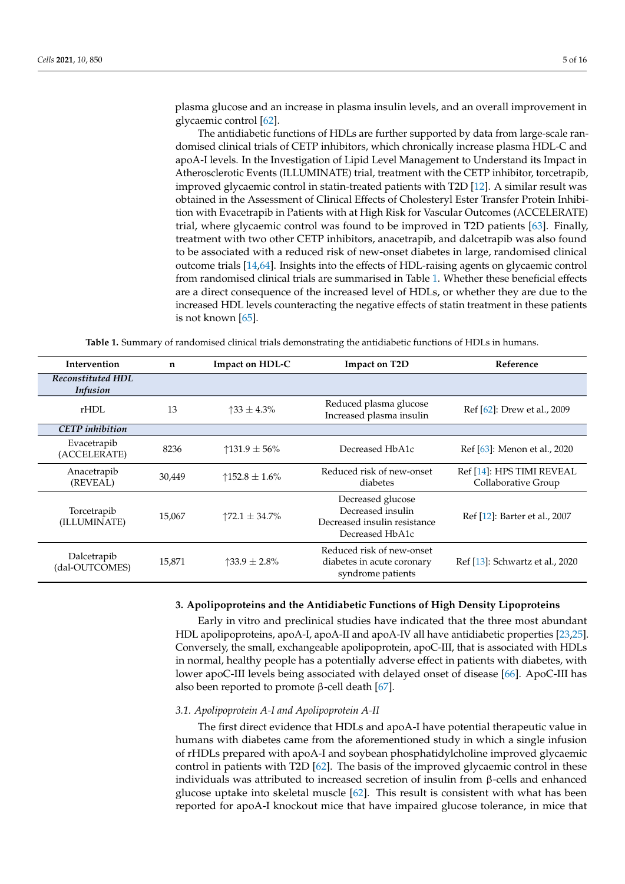plasma glucose and an increase in plasma insulin levels, and an overall improvement in glycaemic control [62].

The antidiabetic functions of HDLs are further supported by data from large-scale randomised clinical trials of CETP inhibitors, which chronically increase plasma HDL-C and apoA-I levels. In the Investigation of Lipid Level Management to Understand its Impact in Atherosclerotic Events (ILLUMINATE) trial, treatment with the CETP inhibitor, torcetrapib, improved glycaemic control in statin-treated patients with T2D [12]. A similar result was obtained in the Assessment of Clinical Effects of Cholesteryl Ester Transfer Protein Inhibition with Evacetrapib in Patients with at High Risk for Vascular Outcomes (ACCELERATE) trial, where glycaemic control was found to be improved in T2D patients [63]. Finally, treatment with two other CETP inhibitors, anacetrapib, and dalcetrapib was also found to be associated with a reduced risk of new-onset diabetes in large, randomised clinical outcome trials [14,64]. Insights into the effects of HDL-raising agents on glycaemic control from randomised clinical trials are summarised in Table 1. Whether these beneficial effects are a direct consequence of the increased level of HDLs, or whether they are due to the increased HDL levels counteracting the negative effects of statin treatment in these patients is not known [65].

**Table 1.** Summary of randomised clinical trials demonstrating the antidiabetic functions of HDLs in humans.

| Intervention | n | Impact on HDL-C | Impact on T2D | Reference |
|---|---|---|---|---|
| ***Reconstituted HDL Infusion*** | | | | |
| rHDL | 13 | ↑33 ± 4.3% | Reduced plasma glucose<br>Increased plasma insulin | Ref [62]: Drew et al., 2009 |
| ***CETP inhibition*** | | | | |
| Evacetrapib (ACCELERATE) | 8236 | ↑131.9 ± 56% | Decreased HbA1c | Ref [63]: Menon et al., 2020 |
| Anacetrapib (REVEAL) | 30,449 | ↑152.8 ± 1.6% | Reduced risk of new-onset diabetes | Ref [14]: HPS TIMI REVEAL Collaborative Group |
| Torcetrapib (ILLUMINATE) | 15,067 | ↑72.1 ± 34.7% | Decreased glucose<br>Decreased insulin<br>Decreased insulin resistance<br>Decreased HbA1c | Ref [12]: Barter et al., 2007 |
| Dalcetrapib (dal-OUTCOMES) | 15,871 | ↑33.9 ± 2.8% | Reduced risk of new-onset diabetes in acute coronary syndrome patients | Ref [13]: Schwartz et al., 2020 |

## 3. Apolipoproteins and the Antidiabetic Functions of High Density Lipoproteins

Early in vitro and preclinical studies have indicated that the three most abundant HDL apolipoproteins, apoA-I, apoA-II and apoA-IV all have antidiabetic properties [23,25]. Conversely, the small, exchangeable apolipoprotein, apoC-III, that is associated with HDLs in normal, healthy people has a potentially adverse effect in patients with diabetes, with lower apoC-III levels being associated with delayed onset of disease [66]. ApoC-III has also been reported to promote β-cell death [67].

### 3.1. Apolipoprotein A-I and Apolipoprotein A-II

The first direct evidence that HDLs and apoA-I have potential therapeutic value in humans with diabetes came from the aforementioned study in which a single infusion of rHDLs prepared with apoA-I and soybean phosphatidylcholine improved glycaemic control in patients with T2D [62]. The basis of the improved glycaemic control in these individuals was attributed to increased secretion of insulin from β-cells and enhanced glucose uptake into skeletal muscle [62]. This result is consistent with what has been reported for apoA-I knockout mice that have impaired glucose tolerance, in mice that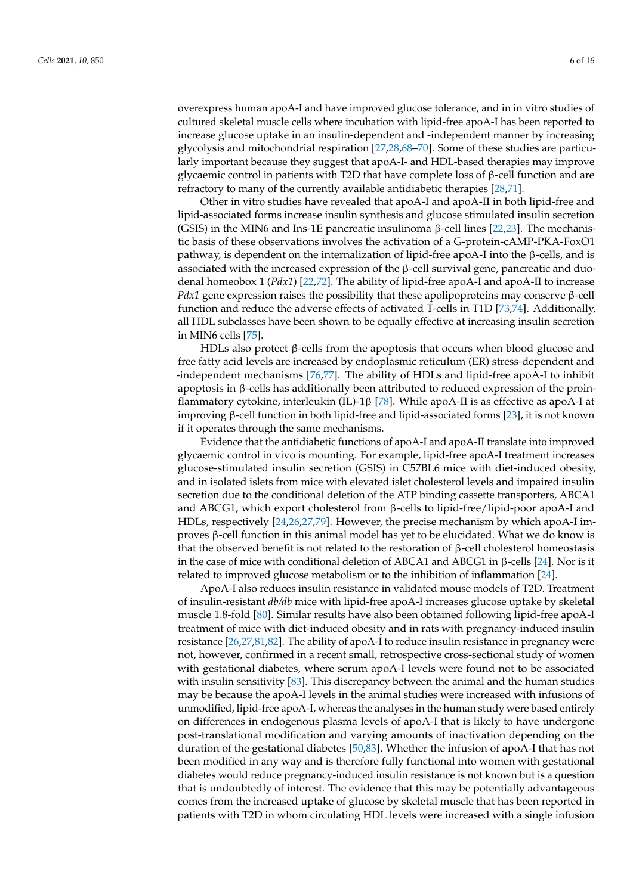overexpress human apoA-I and have improved glucose tolerance, and in in vitro studies of cultured skeletal muscle cells where incubation with lipid-free apoA-I has been reported to increase glucose uptake in an insulin-dependent and -independent manner by increasing glycolysis and mitochondrial respiration [27,28,68–70]. Some of these studies are particularly important because they suggest that apoA-I- and HDL-based therapies may improve glycaemic control in patients with T2D that have complete loss of β-cell function and are refractory to many of the currently available antidiabetic therapies [28,71].

Other in vitro studies have revealed that apoA-I and apoA-II in both lipid-free and lipid-associated forms increase insulin synthesis and glucose stimulated insulin secretion (GSIS) in the MIN6 and Ins-1E pancreatic insulinoma β-cell lines [22,23]. The mechanistic basis of these observations involves the activation of a G-protein-cAMP-PKA-FoxO1 pathway, is dependent on the internalization of lipid-free apoA-I into the β-cells, and is associated with the increased expression of the β-cell survival gene, pancreatic and duodenal homeobox 1 (*Pdx1*) [22,72]. The ability of lipid-free apoA-I and apoA-II to increase *Pdx1* gene expression raises the possibility that these apolipoproteins may conserve β-cell function and reduce the adverse effects of activated T-cells in T1D [73,74]. Additionally, all HDL subclasses have been shown to be equally effective at increasing insulin secretion in MIN6 cells [75].

HDLs also protect β-cells from the apoptosis that occurs when blood glucose and free fatty acid levels are increased by endoplasmic reticulum (ER) stress-dependent and -independent mechanisms [76,77]. The ability of HDLs and lipid-free apoA-I to inhibit apoptosis in β-cells has additionally been attributed to reduced expression of the proinflammatory cytokine, interleukin (IL)-1β [78]. While apoA-II is as effective as apoA-I at improving β-cell function in both lipid-free and lipid-associated forms [23], it is not known if it operates through the same mechanisms.

Evidence that the antidiabetic functions of apoA-I and apoA-II translate into improved glycaemic control in vivo is mounting. For example, lipid-free apoA-I treatment increases glucose-stimulated insulin secretion (GSIS) in C57BL6 mice with diet-induced obesity, and in isolated islets from mice with elevated islet cholesterol levels and impaired insulin secretion due to the conditional deletion of the ATP binding cassette transporters, ABCA1 and ABCG1, which export cholesterol from β-cells to lipid-free/lipid-poor apoA-I and HDLs, respectively [24,26,27,79]. However, the precise mechanism by which apoA-I improves β-cell function in this animal model has yet to be elucidated. What we do know is that the observed benefit is not related to the restoration of β-cell cholesterol homeostasis in the case of mice with conditional deletion of ABCA1 and ABCG1 in β-cells [24]. Nor is it related to improved glucose metabolism or to the inhibition of inflammation [24].

ApoA-I also reduces insulin resistance in validated mouse models of T2D. Treatment of insulin-resistant *db/db* mice with lipid-free apoA-I increases glucose uptake by skeletal muscle 1.8-fold [80]. Similar results have also been obtained following lipid-free apoA-I treatment of mice with diet-induced obesity and in rats with pregnancy-induced insulin resistance [26,27,81,82]. The ability of apoA-I to reduce insulin resistance in pregnancy were not, however, confirmed in a recent small, retrospective cross-sectional study of women with gestational diabetes, where serum apoA-I levels were found not to be associated with insulin sensitivity [83]. This discrepancy between the animal and the human studies may be because the apoA-I levels in the animal studies were increased with infusions of unmodified, lipid-free apoA-I, whereas the analyses in the human study were based entirely on differences in endogenous plasma levels of apoA-I that is likely to have undergone post-translational modification and varying amounts of inactivation depending on the duration of the gestational diabetes [50,83]. Whether the infusion of apoA-I that has not been modified in any way and is therefore fully functional into women with gestational diabetes would reduce pregnancy-induced insulin resistance is not known but is a question that is undoubtedly of interest. The evidence that this may be potentially advantageous comes from the increased uptake of glucose by skeletal muscle that has been reported in patients with T2D in whom circulating HDL levels were increased with a single infusion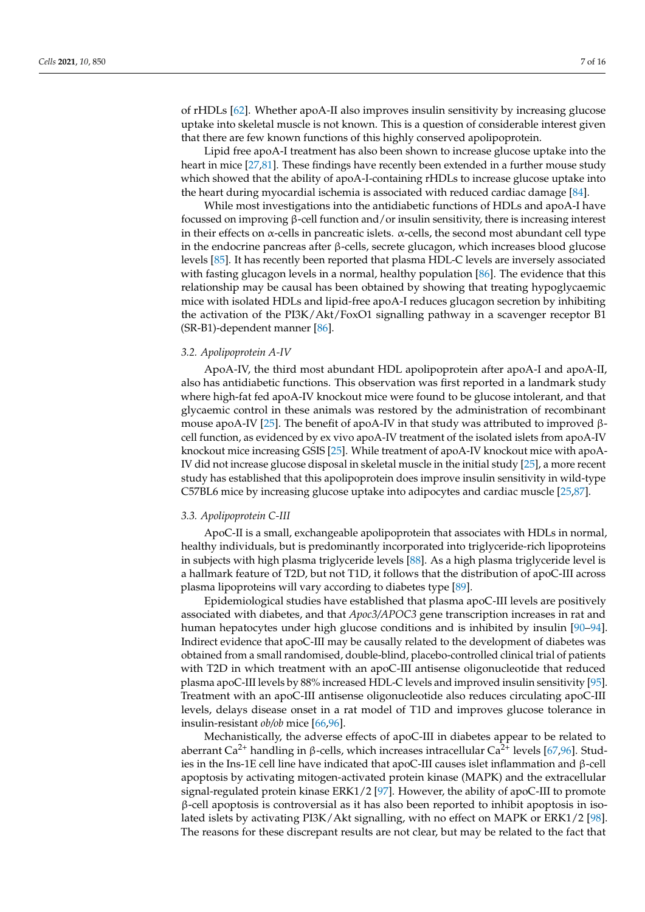of rHDLs [62]. Whether apoA-II also improves insulin sensitivity by increasing glucose uptake into skeletal muscle is not known. This is a question of considerable interest given that there are few known functions of this highly conserved apolipoprotein.

Lipid free apoA-I treatment has also been shown to increase glucose uptake into the heart in mice [27,81]. These findings have recently been extended in a further mouse study which showed that the ability of apoA-I-containing rHDLs to increase glucose uptake into the heart during myocardial ischemia is associated with reduced cardiac damage [84].

While most investigations into the antidiabetic functions of HDLs and apoA-I have focussed on improving β-cell function and/or insulin sensitivity, there is increasing interest in their effects on α-cells in pancreatic islets. α-cells, the second most abundant cell type in the endocrine pancreas after β-cells, secrete glucagon, which increases blood glucose levels [85]. It has recently been reported that plasma HDL-C levels are inversely associated with fasting glucagon levels in a normal, healthy population [86]. The evidence that this relationship may be causal has been obtained by showing that treating hypoglycaemic mice with isolated HDLs and lipid-free apoA-I reduces glucagon secretion by inhibiting the activation of the PI3K/Akt/FoxO1 signalling pathway in a scavenger receptor B1 (SR-B1)-dependent manner [86].

### 3.2. Apolipoprotein A-IV

ApoA-IV, the third most abundant HDL apolipoprotein after apoA-I and apoA-II, also has antidiabetic functions. This observation was first reported in a landmark study where high-fat fed apoA-IV knockout mice were found to be glucose intolerant, and that glycaemic control in these animals was restored by the administration of recombinant mouse apoA-IV [25]. The benefit of apoA-IV in that study was attributed to improved β-cell function, as evidenced by ex vivo apoA-IV treatment of the isolated islets from apoA-IV knockout mice increasing GSIS [25]. While treatment of apoA-IV knockout mice with apoA-IV did not increase glucose disposal in skeletal muscle in the initial study [25], a more recent study has established that this apolipoprotein does improve insulin sensitivity in wild-type C57BL6 mice by increasing glucose uptake into adipocytes and cardiac muscle [25,87].

### 3.3. Apolipoprotein C-III

ApoC-II is a small, exchangeable apolipoprotein that associates with HDLs in normal, healthy individuals, but is predominantly incorporated into triglyceride-rich lipoproteins in subjects with high plasma triglyceride levels [88]. As a high plasma triglyceride level is a hallmark feature of T2D, but not T1D, it follows that the distribution of apoC-III across plasma lipoproteins will vary according to diabetes type [89].

Epidemiological studies have established that plasma apoC-III levels are positively associated with diabetes, and that *Apoc3/APOC3* gene transcription increases in rat and human hepatocytes under high glucose conditions and is inhibited by insulin [90–94]. Indirect evidence that apoC-III may be causally related to the development of diabetes was obtained from a small randomised, double-blind, placebo-controlled clinical trial of patients with T2D in which treatment with an apoC-III antisense oligonucleotide that reduced plasma apoC-III levels by 88% increased HDL-C levels and improved insulin sensitivity [95]. Treatment with an apoC-III antisense oligonucleotide also reduces circulating apoC-III levels, delays disease onset in a rat model of T1D and improves glucose tolerance in insulin-resistant *ob/ob* mice [66,96].

Mechanistically, the adverse effects of apoC-III in diabetes appear to be related to aberrant $Ca^{2+}$ handling in β-cells, which increases intracellular $Ca^{2+}$ levels [67,96]. Studies in the Ins-1E cell line have indicated that apoC-III causes islet inflammation and β-cell apoptosis by activating mitogen-activated protein kinase (MAPK) and the extracellular signal-regulated protein kinase ERK1/2 [97]. However, the ability of apoC-III to promote β-cell apoptosis is controversial as it has also been reported to inhibit apoptosis in isolated islets by activating PI3K/Akt signalling, with no effect on MAPK or ERK1/2 [98]. The reasons for these discrepant results are not clear, but may be related to the fact that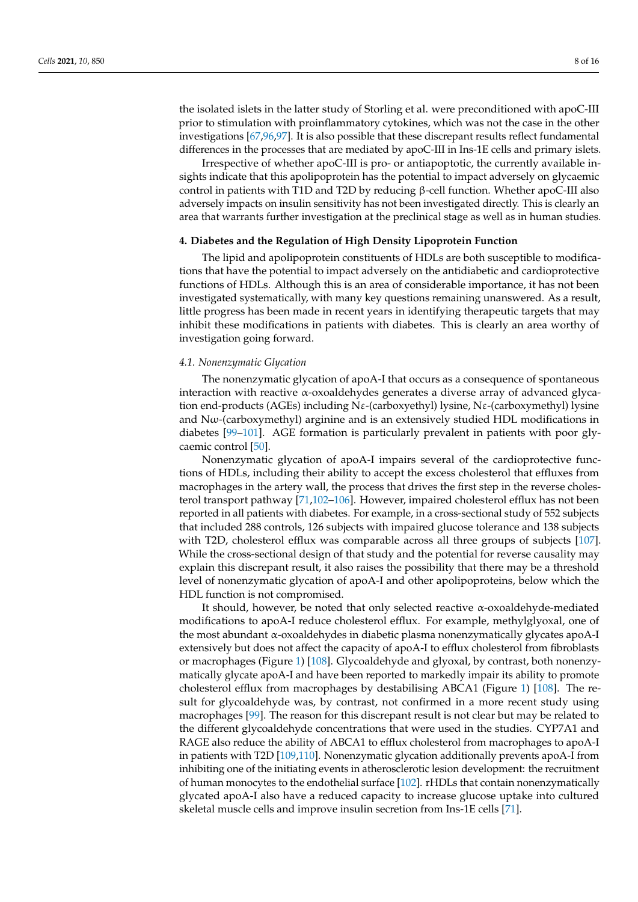the isolated islets in the latter study of Storling et al. were preconditioned with apoC-III prior to stimulation with proinflammatory cytokines, which was not the case in the other investigations [67,96,97]. It is also possible that these discrepant results reflect fundamental differences in the processes that are mediated by apoC-III in Ins-1E cells and primary islets.

Irrespective of whether apoC-III is pro- or antiapoptotic, the currently available insights indicate that this apolipoprotein has the potential to impact adversely on glycaemic control in patients with T1D and T2D by reducing β-cell function. Whether apoC-III also adversely impacts on insulin sensitivity has not been investigated directly. This is clearly an area that warrants further investigation at the preclinical stage as well as in human studies.

## 4. Diabetes and the Regulation of High Density Lipoprotein Function

The lipid and apolipoprotein constituents of HDLs are both susceptible to modifications that have the potential to impact adversely on the antidiabetic and cardioprotective functions of HDLs. Although this is an area of considerable importance, it has not been investigated systematically, with many key questions remaining unanswered. As a result, little progress has been made in recent years in identifying therapeutic targets that may inhibit these modifications in patients with diabetes. This is clearly an area worthy of investigation going forward.

### *4.1. Nonenzymatic Glycation*

The nonenzymatic glycation of apoA-I that occurs as a consequence of spontaneous interaction with reactive α-oxoaldehydes generates a diverse array of advanced glycation end-products (AGEs) including Nε-(carboxyethyl) lysine, Nε-(carboxymethyl) lysine and Nω-(carboxymethyl) arginine and is an extensively studied HDL modifications in diabetes [99–101]. AGE formation is particularly prevalent in patients with poor glycaemic control [50].

Nonenzymatic glycation of apoA-I impairs several of the cardioprotective functions of HDLs, including their ability to accept the excess cholesterol that effluxes from macrophages in the artery wall, the process that drives the first step in the reverse cholesterol transport pathway [71,102–106]. However, impaired cholesterol efflux has not been reported in all patients with diabetes. For example, in a cross-sectional study of 552 subjects that included 288 controls, 126 subjects with impaired glucose tolerance and 138 subjects with T2D, cholesterol efflux was comparable across all three groups of subjects [107]. While the cross-sectional design of that study and the potential for reverse causality may explain this discrepant result, it also raises the possibility that there may be a threshold level of nonenzymatic glycation of apoA-I and other apolipoproteins, below which the HDL function is not compromised.

It should, however, be noted that only selected reactive α-oxoaldehyde-mediated modifications to apoA-I reduce cholesterol efflux. For example, methylglyoxal, one of the most abundant α-oxoaldehydes in diabetic plasma nonenzymatically glycates apoA-I extensively but does not affect the capacity of apoA-I to efflux cholesterol from fibroblasts or macrophages (Figure 1) [108]. Glycoaldehyde and glyoxal, by contrast, both nonenzymatically glycate apoA-I and have been reported to markedly impair its ability to promote cholesterol efflux from macrophages by destabilising ABCA1 (Figure 1) [108]. The result for glycoaldehyde was, by contrast, not confirmed in a more recent study using macrophages [99]. The reason for this discrepant result is not clear but may be related to the different glycoaldehyde concentrations that were used in the studies. CYP7A1 and RAGE also reduce the ability of ABCA1 to efflux cholesterol from macrophages to apoA-I in patients with T2D [109,110]. Nonenzymatic glycation additionally prevents apoA-I from inhibiting one of the initiating events in atherosclerotic lesion development: the recruitment of human monocytes to the endothelial surface [102]. rHDLs that contain nonenzymatically glycated apoA-I also have a reduced capacity to increase glucose uptake into cultured skeletal muscle cells and improve insulin secretion from Ins-1E cells [71].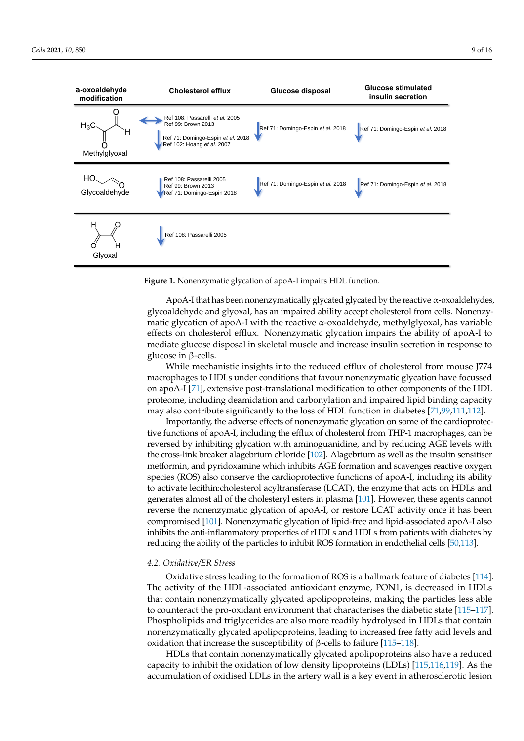| a-oxoaldehyde modification | Cholesterol efflux | Glucose disposal | Glucose stimulated insulin secretion |
|---|---|---|---|
| Methylglyoxal | ↔ Ref 108: Passarelli *et al.* 2005; Ref 99: Brown 2013<br>↓ Ref 71: Domingo-Espin *et al.* 2018; Ref 102: Hoang *et al.* 2007 | ↓ Ref 71: Domingo-Espin *et al.* 2018 | ↓ Ref 71: Domingo-Espin *et al.* 2018 |
| Glycoaldehyde | ↓ Ref 108: Passarelli 2005; Ref 99: Brown 2013; Ref 71: Domingo-Espin 2018 | ↓ Ref 71: Domingo-Espin *et al.* 2018 | ↓ Ref 71: Domingo-Espin *et al.* 2018 |
| Glyoxal | ↓ Ref 108: Passarelli 2005 | | |

**Figure 1.** Nonenzymatic glycation of apoA-I impairs HDL function.

ApoA-I that has been nonenzymatically glycated glycated by the reactive α-oxoaldehydes, glycoaldehyde and glyoxal, has an impaired ability accept cholesterol from cells. Nonenzymatic glycation of apoA-I with the reactive α-oxoaldehyde, methylglyoxal, has variable effects on cholesterol efflux. Nonenzymatic glycation impairs the ability of apoA-I to mediate glucose disposal in skeletal muscle and increase insulin secretion in response to glucose in β-cells.

While mechanistic insights into the reduced efflux of cholesterol from mouse J774 macrophages to HDLs under conditions that favour nonenzymatic glycation have focussed on apoA-I [71], extensive post-translational modification to other components of the HDL proteome, including deamidation and carbonylation and impaired lipid binding capacity may also contribute significantly to the loss of HDL function in diabetes [71,99,111,112].

Importantly, the adverse effects of nonenzymatic glycation on some of the cardioprotective functions of apoA-I, including the efflux of cholesterol from THP-1 macrophages, can be reversed by inhibiting glycation with aminoguanidine, and by reducing AGE levels with the cross-link breaker alagebrium chloride [102]. Alagebrium as well as the insulin sensitiser metformin, and pyridoxamine which inhibits AGE formation and scavenges reactive oxygen species (ROS) also conserve the cardioprotective functions of apoA-I, including its ability to activate lecithin:cholesterol acyltransferase (LCAT), the enzyme that acts on HDLs and generates almost all of the cholesteryl esters in plasma [101]. However, these agents cannot reverse the nonenzymatic glycation of apoA-I, or restore LCAT activity once it has been compromised [101]. Nonenzymatic glycation of lipid-free and lipid-associated apoA-I also inhibits the anti-inflammatory properties of rHDLs and HDLs from patients with diabetes by reducing the ability of the particles to inhibit ROS formation in endothelial cells [50,113].

### 4.2. Oxidative/ER Stress

Oxidative stress leading to the formation of ROS is a hallmark feature of diabetes [114]. The activity of the HDL-associated antioxidant enzyme, PON1, is decreased in HDLs that contain nonenzymatically glycated apolipoproteins, making the particles less able to counteract the pro-oxidant environment that characterises the diabetic state [115–117]. Phospholipids and triglycerides are also more readily hydrolysed in HDLs that contain nonenzymatically glycated apolipoproteins, leading to increased free fatty acid levels and oxidation that increase the susceptibility of β-cells to failure [115–118].

HDLs that contain nonenzymatically glycated apolipoproteins also have a reduced capacity to inhibit the oxidation of low density lipoproteins (LDLs) [115,116,119]. As the accumulation of oxidised LDLs in the artery wall is a key event in atherosclerotic lesion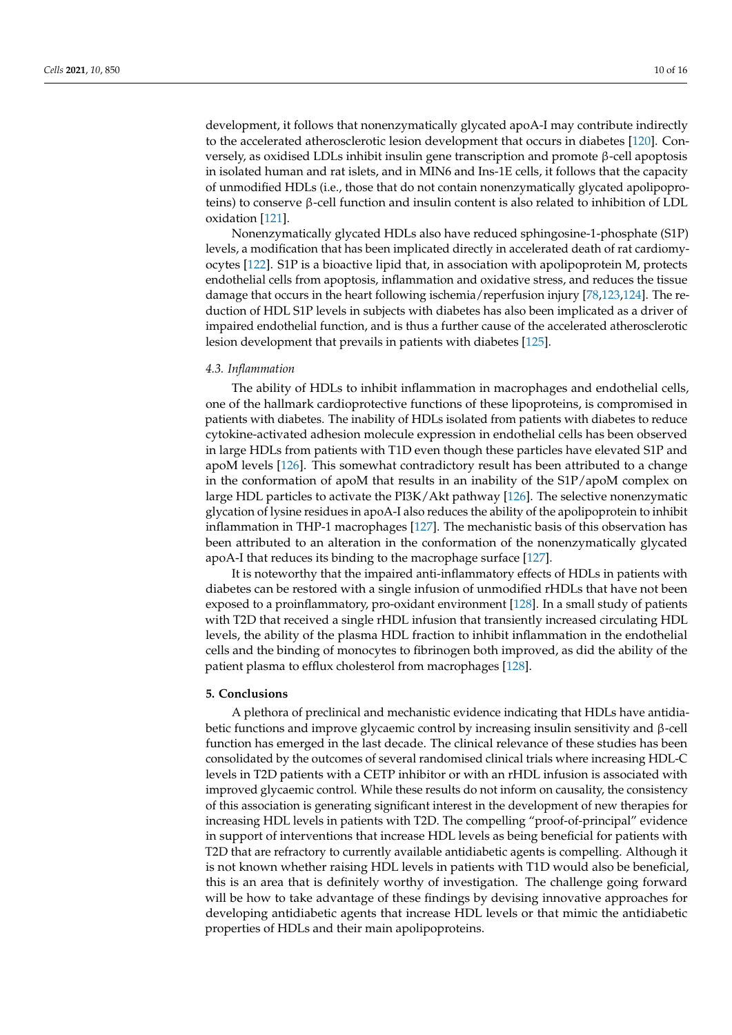development, it follows that nonenzymatically glycated apoA-I may contribute indirectly to the accelerated atherosclerotic lesion development that occurs in diabetes [120]. Conversely, as oxidised LDLs inhibit insulin gene transcription and promote β-cell apoptosis in isolated human and rat islets, and in MIN6 and Ins-1E cells, it follows that the capacity of unmodified HDLs (i.e., those that do not contain nonenzymatically glycated apolipoproteins) to conserve β-cell function and insulin content is also related to inhibition of LDL oxidation [121].

Nonenzymatically glycated HDLs also have reduced sphingosine-1-phosphate (S1P) levels, a modification that has been implicated directly in accelerated death of rat cardiomyocytes [122]. S1P is a bioactive lipid that, in association with apolipoprotein M, protects endothelial cells from apoptosis, inflammation and oxidative stress, and reduces the tissue damage that occurs in the heart following ischemia/reperfusion injury [78,123,124]. The reduction of HDL S1P levels in subjects with diabetes has also been implicated as a driver of impaired endothelial function, and is thus a further cause of the accelerated atherosclerotic lesion development that prevails in patients with diabetes [125].

### 4.3. Inflammation

The ability of HDLs to inhibit inflammation in macrophages and endothelial cells, one of the hallmark cardioprotective functions of these lipoproteins, is compromised in patients with diabetes. The inability of HDLs isolated from patients with diabetes to reduce cytokine-activated adhesion molecule expression in endothelial cells has been observed in large HDLs from patients with T1D even though these particles have elevated S1P and apoM levels [126]. This somewhat contradictory result has been attributed to a change in the conformation of apoM that results in an inability of the S1P/apoM complex on large HDL particles to activate the PI3K/Akt pathway [126]. The selective nonenzymatic glycation of lysine residues in apoA-I also reduces the ability of the apolipoprotein to inhibit inflammation in THP-1 macrophages [127]. The mechanistic basis of this observation has been attributed to an alteration in the conformation of the nonenzymatically glycated apoA-I that reduces its binding to the macrophage surface [127].

It is noteworthy that the impaired anti-inflammatory effects of HDLs in patients with diabetes can be restored with a single infusion of unmodified rHDLs that have not been exposed to a proinflammatory, pro-oxidant environment [128]. In a small study of patients with T2D that received a single rHDL infusion that transiently increased circulating HDL levels, the ability of the plasma HDL fraction to inhibit inflammation in the endothelial cells and the binding of monocytes to fibrinogen both improved, as did the ability of the patient plasma to efflux cholesterol from macrophages [128].

## 5. Conclusions

A plethora of preclinical and mechanistic evidence indicating that HDLs have antidiabetic functions and improve glycaemic control by increasing insulin sensitivity and β-cell function has emerged in the last decade. The clinical relevance of these studies has been consolidated by the outcomes of several randomised clinical trials where increasing HDL-C levels in T2D patients with a CETP inhibitor or with an rHDL infusion is associated with improved glycaemic control. While these results do not inform on causality, the consistency of this association is generating significant interest in the development of new therapies for increasing HDL levels in patients with T2D. The compelling "proof-of-principal" evidence in support of interventions that increase HDL levels as being beneficial for patients with T2D that are refractory to currently available antidiabetic agents is compelling. Although it is not known whether raising HDL levels in patients with T1D would also be beneficial, this is an area that is definitely worthy of investigation. The challenge going forward will be how to take advantage of these findings by devising innovative approaches for developing antidiabetic agents that increase HDL levels or that mimic the antidiabetic properties of HDLs and their main apolipoproteins.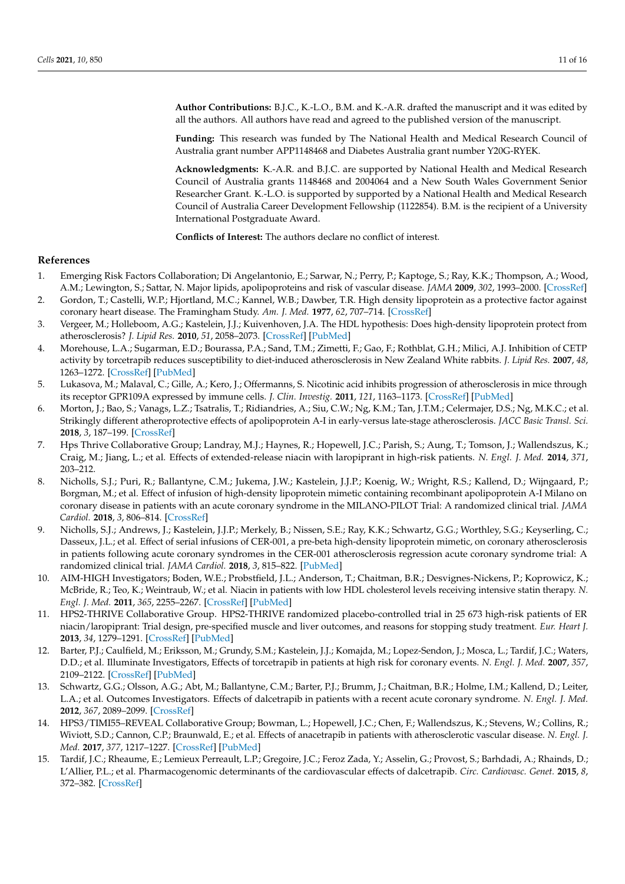**Author Contributions:** B.J.C., K.-L.O., B.M. and K.-A.R. drafted the manuscript and it was edited by all the authors. All authors have read and agreed to the published version of the manuscript.

**Funding:** This research was funded by The National Health and Medical Research Council of Australia grant number APP1148468 and Diabetes Australia grant number Y20G-RYEK.

**Acknowledgments:** K.-A.R. and B.J.C. are supported by National Health and Medical Research Council of Australia grants 1148468 and 2004064 and a New South Wales Government Senior Researcher Grant. K.-L.O. is supported by supported by a National Health and Medical Research Council of Australia Career Development Fellowship (1122854). B.M. is the recipient of a University International Postgraduate Award.

**Conflicts of Interest:** The authors declare no conflict of interest.

## References

1. Emerging Risk Factors Collaboration; Di Angelantonio, E.; Sarwar, N.; Perry, P.; Kaptoge, S.; Ray, K.K.; Thompson, A.; Wood, A.M.; Lewington, S.; Sattar, N. Major lipids, apolipoproteins and risk of vascular disease. *JAMA* **2009**, *302*, 1993–2000. [CrossRef]
2. Gordon, T.; Castelli, W.P.; Hjortland, M.C.; Kannel, W.B.; Dawber, T.R. High density lipoprotein as a protective factor against coronary heart disease. The Framingham Study. *Am. J. Med.* **1977**, *62*, 707–714. [CrossRef]
3. Vergeer, M.; Holleboom, A.G.; Kastelein, J.J.; Kuivenhoven, J.A. The HDL hypothesis: Does high-density lipoprotein protect from atherosclerosis? *J. Lipid Res.* **2010**, *51*, 2058–2073. [CrossRef] [PubMed]
4. Morehouse, L.A.; Sugarman, E.D.; Bourassa, P.A.; Sand, T.M.; Zimetti, F.; Gao, F.; Rothblat, G.H.; Milici, A.J. Inhibition of CETP activity by torcetrapib reduces susceptibility to diet-induced atherosclerosis in New Zealand White rabbits. *J. Lipid Res.* **2007**, *48*, 1263–1272. [CrossRef] [PubMed]
5. Lukasova, M.; Malaval, C.; Gille, A.; Kero, J.; Offermanns, S. Nicotinic acid inhibits progression of atherosclerosis in mice through its receptor GPR109A expressed by immune cells. *J. Clin. Investig.* **2011**, *121*, 1163–1173. [CrossRef] [PubMed]
6. Morton, J.; Bao, S.; Vanags, L.Z.; Tsatralis, T.; Ridiandries, A.; Siu, C.W.; Ng, K.M.; Tan, J.T.M.; Celermajer, D.S.; Ng, M.K.C.; et al. Strikingly different atheroprotective effects of apolipoprotein A-I in early-versus late-stage atherosclerosis. *JACC Basic Transl. Sci.* **2018**, *3*, 187–199. [CrossRef]
7. Hps Thrive Collaborative Group; Landray, M.J.; Haynes, R.; Hopewell, J.C.; Parish, S.; Aung, T.; Tomson, J.; Wallendszus, K.; Craig, M.; Jiang, L.; et al. Effects of extended-release niacin with laropiprant in high-risk patients. *N. Engl. J. Med.* **2014**, *371*, 203–212.
8. Nicholls, S.J.; Puri, R.; Ballantyne, C.M.; Jukema, J.W.; Kastelein, J.J.P.; Koenig, W.; Wright, R.S.; Kallend, D.; Wijngaard, P.; Borgman, M.; et al. Effect of infusion of high-density lipoprotein mimetic containing recombinant apolipoprotein A-I Milano on coronary disease in patients with an acute coronary syndrome in the MILANO-PILOT Trial: A randomized clinical trial. *JAMA Cardiol.* **2018**, *3*, 806–814. [CrossRef]
9. Nicholls, S.J.; Andrews, J.; Kastelein, J.J.P.; Merkely, B.; Nissen, S.E.; Ray, K.K.; Schwartz, G.G.; Worthley, S.G.; Keyserling, C.; Dasseux, J.L.; et al. Effect of serial infusions of CER-001, a pre-beta high-density lipoprotein mimetic, on coronary atherosclerosis in patients following acute coronary syndromes in the CER-001 atherosclerosis regression acute coronary syndrome trial: A randomized clinical trial. *JAMA Cardiol.* **2018**, *3*, 815–822. [PubMed]
10. AIM-HIGH Investigators; Boden, W.E.; Probstfield, J.L.; Anderson, T.; Chaitman, B.R.; Desvignes-Nickens, P.; Koprowicz, K.; McBride, R.; Teo, K.; Weintraub, W.; et al. Niacin in patients with low HDL cholesterol levels receiving intensive statin therapy. *N. Engl. J. Med.* **2011**, *365*, 2255–2267. [CrossRef] [PubMed]
11. HPS2-THRIVE Collaborative Group. HPS2-THRIVE randomized placebo-controlled trial in 25 673 high-risk patients of ER niacin/laropiprant: Trial design, pre-specified muscle and liver outcomes, and reasons for stopping study treatment. *Eur. Heart J.* **2013**, *34*, 1279–1291. [CrossRef] [PubMed]
12. Barter, P.J.; Caulfield, M.; Eriksson, M.; Grundy, S.M.; Kastelein, J.J.; Komajda, M.; Lopez-Sendon, J.; Mosca, L.; Tardif, J.C.; Waters, D.D.; et al. Illuminate Investigators, Effects of torcetrapib in patients at high risk for coronary events. *N. Engl. J. Med.* **2007**, *357*, 2109–2122. [CrossRef] [PubMed]
13. Schwartz, G.G.; Olsson, A.G.; Abt, M.; Ballantyne, C.M.; Barter, P.J.; Brumm, J.; Chaitman, B.R.; Holme, I.M.; Kallend, D.; Leiter, L.A.; et al. Outcomes Investigators. Effects of dalcetrapib in patients with a recent acute coronary syndrome. *N. Engl. J. Med.* **2012**, *367*, 2089–2099. [CrossRef]
14. HPS3/TIMI55–REVEAL Collaborative Group; Bowman, L.; Hopewell, J.C.; Chen, F.; Wallendszus, K.; Stevens, W.; Collins, R.; Wiviott, S.D.; Cannon, C.P.; Braunwald, E.; et al. Effects of anacetrapib in patients with atherosclerotic vascular disease. *N. Engl. J. Med.* **2017**, *377*, 1217–1227. [CrossRef] [PubMed]
15. Tardif, J.C.; Rheaume, E.; Lemieux Perreault, L.P.; Gregoire, J.C.; Feroz Zada, Y.; Asselin, G.; Provost, S.; Barhdadi, A.; Rhainds, D.; L'Allier, P.L.; et al. Pharmacogenomic determinants of the cardiovascular effects of dalcetrapib. *Circ. Cardiovasc. Genet.* **2015**, *8*, 372–382. [CrossRef]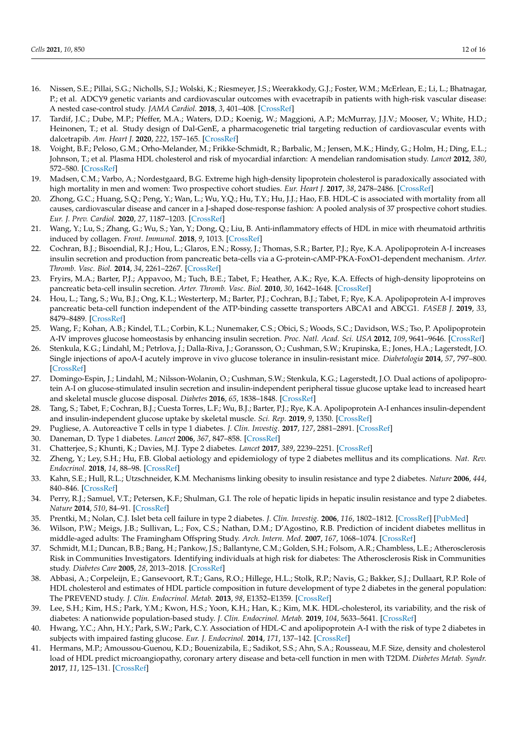16. Nissen, S.E.; Pillai, S.G.; Nicholls, S.J.; Wolski, K.; Riesmeyer, J.S.; Weerakkody, G.J.; Foster, W.M.; McErlean, E.; Li, L.; Bhatnagar, P.; et al. ADCY9 genetic variants and cardiovascular outcomes with evacetrapib in patients with high-risk vascular disease: A nested case-control study. *JAMA Cardiol.* **2018**, *3*, 401–408. [CrossRef]
17. Tardif, J.C.; Dube, M.P.; Pfeffer, M.A.; Waters, D.D.; Koenig, W.; Maggioni, A.P.; McMurray, J.J.V.; Mooser, V.; White, H.D.; Heinonen, T.; et al. Study design of Dal-GenE, a pharmacogenetic trial targeting reduction of cardiovascular events with dalcetrapib. *Am. Heart J.* **2020**, *222*, 157–165. [CrossRef]
18. Voight, B.F.; Peloso, G.M.; Orho-Melander, M.; Frikke-Schmidt, R.; Barbalic, M.; Jensen, M.K.; Hindy, G.; Holm, H.; Ding, E.L.; Johnson, T.; et al. Plasma HDL cholesterol and risk of myocardial infarction: A mendelian randomisation study. *Lancet* **2012**, *380*, 572–580. [CrossRef]
19. Madsen, C.M.; Varbo, A.; Nordestgaard, B.G. Extreme high high-density lipoprotein cholesterol is paradoxically associated with high mortality in men and women: Two prospective cohort studies. *Eur. Heart J.* **2017**, *38*, 2478–2486. [CrossRef]
20. Zhong, G.C.; Huang, S.Q.; Peng, Y.; Wan, L.; Wu, Y.Q.; Hu, T.Y.; Hu, J.J.; Hao, F.B. HDL-C is associated with mortality from all causes, cardiovascular disease and cancer in a J-shaped dose-response fashion: A pooled analysis of 37 prospective cohort studies. *Eur. J. Prev. Cardiol.* **2020**, *27*, 1187–1203. [CrossRef]
21. Wang, Y.; Lu, S.; Zhang, G.; Wu, S.; Yan, Y.; Dong, Q.; Liu, B. Anti-inflammatory effects of HDL in mice with rheumatoid arthritis induced by collagen. *Front. Immunol.* **2018**, *9*, 1013. [CrossRef]
22. Cochran, B.J.; Bisoendial, R.J.; Hou, L.; Glaros, E.N.; Rossy, J.; Thomas, S.R.; Barter, P.J.; Rye, K.A. Apolipoprotein A-I increases insulin secretion and production from pancreatic beta-cells via a G-protein-cAMP-PKA-FoxO1-dependent mechanism. *Arter. Thromb. Vasc. Biol.* **2014**, *34*, 2261–2267. [CrossRef]
23. Fryirs, M.A.; Barter, P.J.; Appavoo, M.; Tuch, B.E.; Tabet, F.; Heather, A.K.; Rye, K.A. Effects of high-density lipoproteins on pancreatic beta-cell insulin secretion. *Arter. Thromb. Vasc. Biol.* **2010**, *30*, 1642–1648. [CrossRef]
24. Hou, L.; Tang, S.; Wu, B.J.; Ong, K.L.; Westerterp, M.; Barter, P.J.; Cochran, B.J.; Tabet, F.; Rye, K.A. Apolipoprotein A-I improves pancreatic beta-cell function independent of the ATP-binding cassette transporters ABCA1 and ABCG1. *FASEB J.* **2019**, *33*, 8479–8489. [CrossRef]
25. Wang, F.; Kohan, A.B.; Kindel, T.L.; Corbin, K.L.; Nunemaker, C.S.; Obici, S.; Woods, S.C.; Davidson, W.S.; Tso, P. Apolipoprotein A-IV improves glucose homeostasis by enhancing insulin secretion. *Proc. Natl. Acad. Sci. USA* **2012**, *109*, 9641–9646. [CrossRef]
26. Stenkula, K.G.; Lindahl, M.; Petrlova, J.; Dalla-Riva, J.; Goransson, O.; Cushman, S.W.; Krupinska, E.; Jones, H.A.; Lagerstedt, J.O. Single injections of apoA-I acutely improve in vivo glucose tolerance in insulin-resistant mice. *Diabetologia* **2014**, *57*, 797–800. [CrossRef]
27. Domingo-Espin, J.; Lindahl, M.; Nilsson-Wolanin, O.; Cushman, S.W.; Stenkula, K.G.; Lagerstedt, J.O. Dual actions of apolipoprotein A-I on glucose-stimulated insulin secretion and insulin-independent peripheral tissue glucose uptake lead to increased heart and skeletal muscle glucose disposal. *Diabetes* **2016**, *65*, 1838–1848. [CrossRef]
28. Tang, S.; Tabet, F.; Cochran, B.J.; Cuesta Torres, L.F.; Wu, B.J.; Barter, P.J.; Rye, K.A. Apolipoprotein A-I enhances insulin-dependent and insulin-independent glucose uptake by skeletal muscle. *Sci. Rep.* **2019**, *9*, 1350. [CrossRef]
29. Pugliese, A. Autoreactive T cells in type 1 diabetes. *J. Clin. Investig.* **2017**, *127*, 2881–2891. [CrossRef]
30. Daneman, D. Type 1 diabetes. *Lancet* **2006**, *367*, 847–858. [CrossRef]
31. Chatterjee, S.; Khunti, K.; Davies, M.J. Type 2 diabetes. *Lancet* **2017**, *389*, 2239–2251. [CrossRef]
32. Zheng, Y.; Ley, S.H.; Hu, F.B. Global aetiology and epidemiology of type 2 diabetes mellitus and its complications. *Nat. Rev. Endocrinol.* **2018**, *14*, 88–98. [CrossRef]
33. Kahn, S.E.; Hull, R.L.; Utzschneider, K.M. Mechanisms linking obesity to insulin resistance and type 2 diabetes. *Nature* **2006**, *444*, 840–846. [CrossRef]
34. Perry, R.J.; Samuel, V.T.; Petersen, K.F.; Shulman, G.I. The role of hepatic lipids in hepatic insulin resistance and type 2 diabetes. *Nature* **2014**, *510*, 84–91. [CrossRef]
35. Prentki, M.; Nolan, C.J. Islet beta cell failure in type 2 diabetes. *J. Clin. Investig.* **2006**, *116*, 1802–1812. [CrossRef] [PubMed]
36. Wilson, P.W.; Meigs, J.B.; Sullivan, L.; Fox, C.S.; Nathan, D.M.; D'Agostino, R.B. Prediction of incident diabetes mellitus in middle-aged adults: The Framingham Offspring Study. *Arch. Intern. Med.* **2007**, *167*, 1068–1074. [CrossRef]
37. Schmidt, M.I.; Duncan, B.B.; Bang, H.; Pankow, J.S.; Ballantyne, C.M.; Golden, S.H.; Folsom, A.R.; Chambless, L.E.; Atherosclerosis Risk in Communities Investigators. Identifying individuals at high risk for diabetes: The Atherosclerosis Risk in Communities study. *Diabetes Care* **2005**, *28*, 2013–2018. [CrossRef]
38. Abbasi, A.; Corpeleijn, E.; Gansevoort, R.T.; Gans, R.O.; Hillege, H.L.; Stolk, R.P.; Navis, G.; Bakker, S.J.; Dullaart, R.P. Role of HDL cholesterol and estimates of HDL particle composition in future development of type 2 diabetes in the general population: The PREVEND study. *J. Clin. Endocrinol. Metab.* **2013**, *98*, E1352–E1359. [CrossRef]
39. Lee, S.H.; Kim, H.S.; Park, Y.M.; Kwon, H.S.; Yoon, K.H.; Han, K.; Kim, M.K. HDL-cholesterol, its variability, and the risk of diabetes: A nationwide population-based study. *J. Clin. Endocrinol. Metab.* **2019**, *104*, 5633–5641. [CrossRef]
40. Hwang, Y.C.; Ahn, H.Y.; Park, S.W.; Park, C.Y. Association of HDL-C and apolipoprotein A-I with the risk of type 2 diabetes in subjects with impaired fasting glucose. *Eur. J. Endocrinol.* **2014**, *171*, 137–142. [CrossRef]
41. Hermans, M.P.; Amoussou-Guenou, K.D.; Bouenizabila, E.; Sadikot, S.S.; Ahn, S.A.; Rousseau, M.F. Size, density and cholesterol load of HDL predict microangiopathy, coronary artery disease and beta-cell function in men with T2DM. *Diabetes Metab. Syndr.* **2017**, *11*, 125–131. [CrossRef]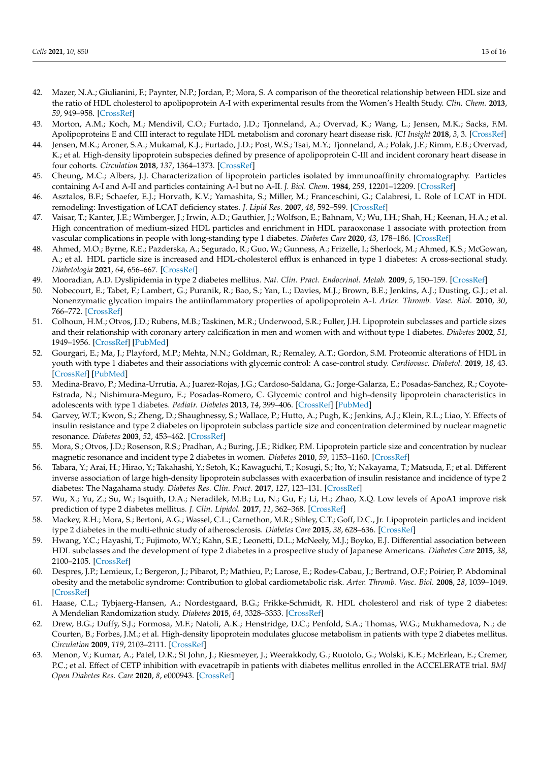42. Mazer, N.A.; Giulianini, F.; Paynter, N.P.; Jordan, P.; Mora, S. A comparison of the theoretical relationship between HDL size and the ratio of HDL cholesterol to apolipoprotein A-I with experimental results from the Women's Health Study. *Clin. Chem.* **2013**, *59*, 949–958. [CrossRef]
43. Morton, A.M.; Koch, M.; Mendivil, C.O.; Furtado, J.D.; Tjonneland, A.; Overvad, K.; Wang, L.; Jensen, M.K.; Sacks, F.M. Apolipoproteins E and CIII interact to regulate HDL metabolism and coronary heart disease risk. *JCI Insight* **2018**, *3*, 3. [CrossRef]
44. Jensen, M.K.; Aroner, S.A.; Mukamal, K.J.; Furtado, J.D.; Post, W.S.; Tsai, M.Y.; Tjønneland, A.; Polak, J.F.; Rimm, E.B.; Overvad, K.; et al. High-density lipoprotein subspecies defined by presence of apolipoprotein C-III and incident coronary heart disease in four cohorts. *Circulation* **2018**, *137*, 1364–1373. [CrossRef]
45. Cheung, M.C.; Albers, J.J. Characterization of lipoprotein particles isolated by immunoaffinity chromatography. Particles containing A-I and A-II and particles containing A-I but no A-II. *J. Biol. Chem.* **1984**, *259*, 12201–12209. [CrossRef]
46. Asztalos, B.F.; Schaefer, E.J.; Horvath, K.V.; Yamashita, S.; Miller, M.; Franceschini, G.; Calabresi, L. Role of LCAT in HDL remodeling: Investigation of LCAT deficiency states. *J. Lipid Res.* **2007**, *48*, 592–599. [CrossRef]
47. Vaisar, T.; Kanter, J.E.; Wimberger, J.; Irwin, A.D.; Gauthier, J.; Wolfson, E.; Bahnam, V.; Wu, I.H.; Shah, H.; Keenan, H.A.; et al. High concentration of medium-sized HDL particles and enrichment in HDL paraoxonase 1 associate with protection from vascular complications in people with long-standing type 1 diabetes. *Diabetes Care* **2020**, *43*, 178–186. [CrossRef]
48. Ahmed, M.O.; Byrne, R.E.; Pazderska, A.; Segurado, R.; Guo, W.; Gunness, A.; Frizelle, I.; Sherlock, M.; Ahmed, K.S.; McGowan, A.; et al. HDL particle size is increased and HDL-cholesterol efflux is enhanced in type 1 diabetes: A cross-sectional study. *Diabetologia* **2021**, *64*, 656–667. [CrossRef]
49. Mooradian, A.D. Dyslipidemia in type 2 diabetes mellitus. *Nat. Clin. Pract. Endocrinol. Metab.* **2009**, *5*, 150–159. [CrossRef]
50. Nobecourt, E.; Tabet, F.; Lambert, G.; Puranik, R.; Bao, S.; Yan, L.; Davies, M.J.; Brown, B.E.; Jenkins, A.J.; Dusting, G.J.; et al. Nonenzymatic glycation impairs the antiinflammatory properties of apolipoprotein A-I. *Arter. Thromb. Vasc. Biol.* **2010**, *30*, 766–772. [CrossRef]
51. Colhoun, H.M.; Otvos, J.D.; Rubens, M.B.; Taskinen, M.R.; Underwood, S.R.; Fuller, J.H. Lipoprotein subclasses and particle sizes and their relationship with coronary artery calcification in men and women with and without type 1 diabetes. *Diabetes* **2002**, *51*, 1949–1956. [CrossRef] [PubMed]
52. Gourgari, E.; Ma, J.; Playford, M.P.; Mehta, N.N.; Goldman, R.; Remaley, A.T.; Gordon, S.M. Proteomic alterations of HDL in youth with type 1 diabetes and their associations with glycemic control: A case-control study. *Cardiovasc. Diabetol.* **2019**, *18*, 43. [CrossRef] [PubMed]
53. Medina-Bravo, P.; Medina-Urrutia, A.; Juarez-Rojas, J.G.; Cardoso-Saldana, G.; Jorge-Galarza, E.; Posadas-Sanchez, R.; Coyote-Estrada, N.; Nishimura-Meguro, E.; Posadas-Romero, C. Glycemic control and high-density lipoprotein characteristics in adolescents with type 1 diabetes. *Pediatr. Diabetes* **2013**, *14*, 399–406. [CrossRef] [PubMed]
54. Garvey, W.T.; Kwon, S.; Zheng, D.; Shaughnessy, S.; Wallace, P.; Hutto, A.; Pugh, K.; Jenkins, A.J.; Klein, R.L.; Liao, Y. Effects of insulin resistance and type 2 diabetes on lipoprotein subclass particle size and concentration determined by nuclear magnetic resonance. *Diabetes* **2003**, *52*, 453–462. [CrossRef]
55. Mora, S.; Otvos, J.D.; Rosenson, R.S.; Pradhan, A.; Buring, J.E.; Ridker, P.M. Lipoprotein particle size and concentration by nuclear magnetic resonance and incident type 2 diabetes in women. *Diabetes* **2010**, *59*, 1153–1160. [CrossRef]
56. Tabara, Y.; Arai, H.; Hirao, Y.; Takahashi, Y.; Setoh, K.; Kawaguchi, T.; Kosugi, S.; Ito, Y.; Nakayama, T.; Matsuda, F.; et al. Different inverse association of large high-density lipoprotein subclasses with exacerbation of insulin resistance and incidence of type 2 diabetes: The Nagahama study. *Diabetes Res. Clin. Pract.* **2017**, *127*, 123–131. [CrossRef]
57. Wu, X.; Yu, Z.; Su, W.; Isquith, D.A.; Neradilek, M.B.; Lu, N.; Gu, F.; Li, H.; Zhao, X.Q. Low levels of ApoA1 improve risk prediction of type 2 diabetes mellitus. *J. Clin. Lipidol.* **2017**, *11*, 362–368. [CrossRef]
58. Mackey, R.H.; Mora, S.; Bertoni, A.G.; Wassel, C.L.; Carnethon, M.R.; Sibley, C.T.; Goff, D.C., Jr. Lipoprotein particles and incident type 2 diabetes in the multi-ethnic study of atherosclerosis. *Diabetes Care* **2015**, *38*, 628–636. [CrossRef]
59. Hwang, Y.C.; Hayashi, T.; Fujimoto, W.Y.; Kahn, S.E.; Leonetti, D.L.; McNeely, M.J.; Boyko, E.J. Differential association between HDL subclasses and the development of type 2 diabetes in a prospective study of Japanese Americans. *Diabetes Care* **2015**, *38*, 2100–2105. [CrossRef]
60. Despres, J.P.; Lemieux, I.; Bergeron, J.; Pibarot, P.; Mathieu, P.; Larose, E.; Rodes-Cabau, J.; Bertrand, O.F.; Poirier, P. Abdominal obesity and the metabolic syndrome: Contribution to global cardiometabolic risk. *Arter. Thromb. Vasc. Biol.* **2008**, *28*, 1039–1049. [CrossRef]
61. Haase, C.L.; Tybjaerg-Hansen, A.; Nordestgaard, B.G.; Frikke-Schmidt, R. HDL cholesterol and risk of type 2 diabetes: A Mendelian Randomization study. *Diabetes* **2015**, *64*, 3328–3333. [CrossRef]
62. Drew, B.G.; Duffy, S.J.; Formosa, M.F.; Natoli, A.K.; Henstridge, D.C.; Penfold, S.A.; Thomas, W.G.; Mukhamedova, N.; de Courten, B.; Forbes, J.M.; et al. High-density lipoprotein modulates glucose metabolism in patients with type 2 diabetes mellitus. *Circulation* **2009**, *119*, 2103–2111. [CrossRef]
63. Menon, V.; Kumar, A.; Patel, D.R.; St John, J.; Riesmeyer, J.; Weerakkody, G.; Ruotolo, G.; Wolski, K.E.; McErlean, E.; Cremer, P.C.; et al. Effect of CETP inhibition with evacetrapib in patients with diabetes mellitus enrolled in the ACCELERATE trial. *BMJ Open Diabetes Res. Care* **2020**, *8*, e000943. [CrossRef]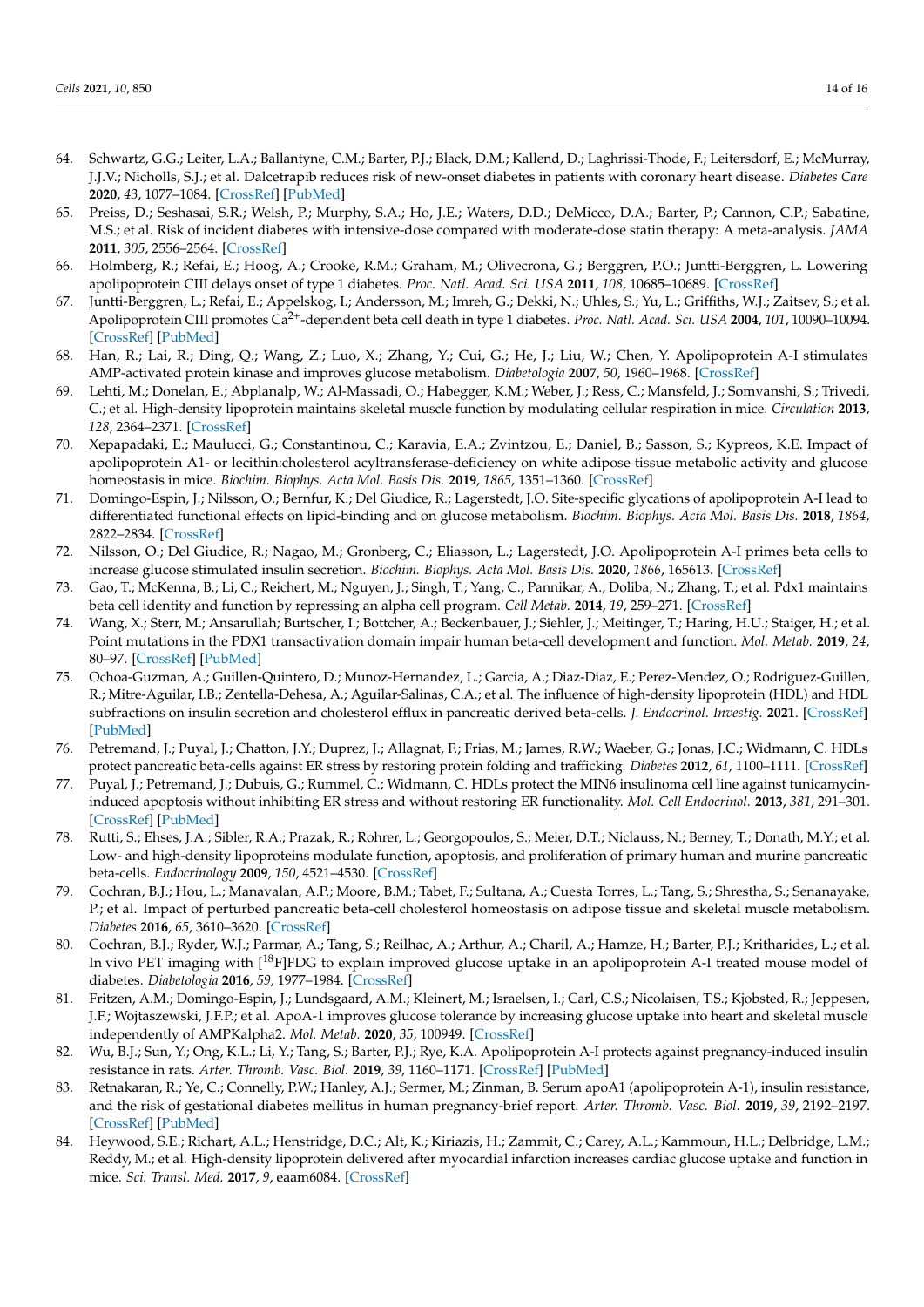64. Schwartz, G.G.; Leiter, L.A.; Ballantyne, C.M.; Barter, P.J.; Black, D.M.; Kallend, D.; Laghrissi-Thode, F.; Leitersdorf, E.; McMurray, J.J.V.; Nicholls, S.J.; et al. Dalcetrapib reduces risk of new-onset diabetes in patients with coronary heart disease. *Diabetes Care* **2020**, *43*, 1077–1084. [CrossRef] [PubMed]
65. Preiss, D.; Seshasai, S.R.; Welsh, P.; Murphy, S.A.; Ho, J.E.; Waters, D.D.; DeMicco, D.A.; Barter, P.; Cannon, C.P.; Sabatine, M.S.; et al. Risk of incident diabetes with intensive-dose compared with moderate-dose statin therapy: A meta-analysis. *JAMA* **2011**, *305*, 2556–2564. [CrossRef]
66. Holmberg, R.; Refai, E.; Hoog, A.; Crooke, R.M.; Graham, M.; Olivecrona, G.; Berggren, P.O.; Juntti-Berggren, L. Lowering apolipoprotein CIII delays onset of type 1 diabetes. *Proc. Natl. Acad. Sci. USA* **2011**, *108*, 10685–10689. [CrossRef]
67. Juntti-Berggren, L.; Refai, E.; Appelskog, I.; Andersson, M.; Imreh, G.; Dekki, N.; Uhles, S.; Yu, L.; Griffiths, W.J.; Zaitsev, S.; et al. Apolipoprotein CIII promotes $Ca^{2+}$-dependent beta cell death in type 1 diabetes. *Proc. Natl. Acad. Sci. USA* **2004**, *101*, 10090–10094. [CrossRef] [PubMed]
68. Han, R.; Lai, R.; Ding, Q.; Wang, Z.; Luo, X.; Zhang, Y.; Cui, G.; He, J.; Liu, W.; Chen, Y. Apolipoprotein A-I stimulates AMP-activated protein kinase and improves glucose metabolism. *Diabetologia* **2007**, *50*, 1960–1968. [CrossRef]
69. Lehti, M.; Donelan, E.; Abplanalp, W.; Al-Massadi, O.; Habegger, K.M.; Weber, J.; Ress, C.; Mansfeld, J.; Somvanshi, S.; Trivedi, C.; et al. High-density lipoprotein maintains skeletal muscle function by modulating cellular respiration in mice. *Circulation* **2013**, *128*, 2364–2371. [CrossRef]
70. Xepapadaki, E.; Maulucci, G.; Constantinou, C.; Karavia, E.A.; Zvintzou, E.; Daniel, B.; Sasson, S.; Kypreos, K.E. Impact of apolipoprotein A1- or lecithin:cholesterol acyltransferase-deficiency on white adipose tissue metabolic activity and glucose homeostasis in mice. *Biochim. Biophys. Acta Mol. Basis Dis.* **2019**, *1865*, 1351–1360. [CrossRef]
71. Domingo-Espin, J.; Nilsson, O.; Bernfur, K.; Del Giudice, R.; Lagerstedt, J.O. Site-specific glycations of apolipoprotein A-I lead to differentiated functional effects on lipid-binding and on glucose metabolism. *Biochim. Biophys. Acta Mol. Basis Dis.* **2018**, *1864*, 2822–2834. [CrossRef]
72. Nilsson, O.; Del Giudice, R.; Nagao, M.; Gronberg, C.; Eliasson, L.; Lagerstedt, J.O. Apolipoprotein A-I primes beta cells to increase glucose stimulated insulin secretion. *Biochim. Biophys. Acta Mol. Basis Dis.* **2020**, *1866*, 165613. [CrossRef]
73. Gao, T.; McKenna, B.; Li, C.; Reichert, M.; Nguyen, J.; Singh, T.; Yang, C.; Pannikar, A.; Doliba, N.; Zhang, T.; et al. Pdx1 maintains beta cell identity and function by repressing an alpha cell program. *Cell Metab.* **2014**, *19*, 259–271. [CrossRef]
74. Wang, X.; Sterr, M.; Ansarullah; Burtscher, I.; Bottcher, A.; Beckenbauer, J.; Siehler, J.; Meitinger, T.; Haring, H.U.; Staiger, H.; et al. Point mutations in the PDX1 transactivation domain impair human beta-cell development and function. *Mol. Metab.* **2019**, *24*, 80–97. [CrossRef] [PubMed]
75. Ochoa-Guzman, A.; Guillen-Quintero, D.; Munoz-Hernandez, L.; Garcia, A.; Diaz-Diaz, E.; Perez-Mendez, O.; Rodriguez-Guillen, R.; Mitre-Aguilar, I.B.; Zentella-Dehesa, A.; Aguilar-Salinas, C.A.; et al. The influence of high-density lipoprotein (HDL) and HDL subfractions on insulin secretion and cholesterol efflux in pancreatic derived beta-cells. *J. Endocrinol. Investig.* **2021**. [CrossRef] [PubMed]
76. Petremand, J.; Puyal, J.; Chatton, J.Y.; Duprez, J.; Allagnat, F.; Frias, M.; James, R.W.; Waeber, G.; Jonas, J.C.; Widmann, C. HDLs protect pancreatic beta-cells against ER stress by restoring protein folding and trafficking. *Diabetes* **2012**, *61*, 1100–1111. [CrossRef]
77. Puyal, J.; Petremand, J.; Dubuis, G.; Rummel, C.; Widmann, C. HDLs protect the MIN6 insulinoma cell line against tunicamycin-induced apoptosis without inhibiting ER stress and without restoring ER functionality. *Mol. Cell Endocrinol.* **2013**, *381*, 291–301. [CrossRef] [PubMed]
78. Rutti, S.; Ehses, J.A.; Sibler, R.A.; Prazak, R.; Rohrer, L.; Georgopoulos, S.; Meier, D.T.; Niclauss, N.; Berney, T.; Donath, M.Y.; et al. Low- and high-density lipoproteins modulate function, apoptosis, and proliferation of primary human and murine pancreatic beta-cells. *Endocrinology* **2009**, *150*, 4521–4530. [CrossRef]
79. Cochran, B.J.; Hou, L.; Manavalan, A.P.; Moore, B.M.; Tabet, F.; Sultana, A.; Cuesta Torres, L.; Tang, S.; Shrestha, S.; Senanayake, P.; et al. Impact of perturbed pancreatic beta-cell cholesterol homeostasis on adipose tissue and skeletal muscle metabolism. *Diabetes* **2016**, *65*, 3610–3620. [CrossRef]
80. Cochran, B.J.; Ryder, W.J.; Parmar, A.; Tang, S.; Reilhac, A.; Arthur, A.; Charil, A.; Hamze, H.; Barter, P.J.; Kritharides, L.; et al. In vivo PET imaging with [$^{18}$F]FDG to explain improved glucose uptake in an apolipoprotein A-I treated mouse model of diabetes. *Diabetologia* **2016**, *59*, 1977–1984. [CrossRef]
81. Fritzen, A.M.; Domingo-Espin, J.; Lundsgaard, A.M.; Kleinert, M.; Israelsen, I.; Carl, C.S.; Nicolaisen, T.S.; Kjobsted, R.; Jeppesen, J.F.; Wojtaszewski, J.F.P.; et al. ApoA-1 improves glucose tolerance by increasing glucose uptake into heart and skeletal muscle independently of AMPKalpha2. *Mol. Metab.* **2020**, *35*, 100949. [CrossRef]
82. Wu, B.J.; Sun, Y.; Ong, K.L.; Li, Y.; Tang, S.; Barter, P.J.; Rye, K.A. Apolipoprotein A-I protects against pregnancy-induced insulin resistance in rats. *Arter. Thromb. Vasc. Biol.* **2019**, *39*, 1160–1171. [CrossRef] [PubMed]
83. Retnakaran, R.; Ye, C.; Connelly, P.W.; Hanley, A.J.; Sermer, M.; Zinman, B. Serum apoA1 (apolipoprotein A-1), insulin resistance, and the risk of gestational diabetes mellitus in human pregnancy-brief report. *Arter. Thromb. Vasc. Biol.* **2019**, *39*, 2192–2197. [CrossRef] [PubMed]
84. Heywood, S.E.; Richart, A.L.; Henstridge, D.C.; Alt, K.; Kiriazis, H.; Zammit, C.; Carey, A.L.; Kammoun, H.L.; Delbridge, L.M.; Reddy, M.; et al. High-density lipoprotein delivered after myocardial infarction increases cardiac glucose uptake and function in mice. *Sci. Transl. Med.* **2017**, *9*, eaam6084. [CrossRef]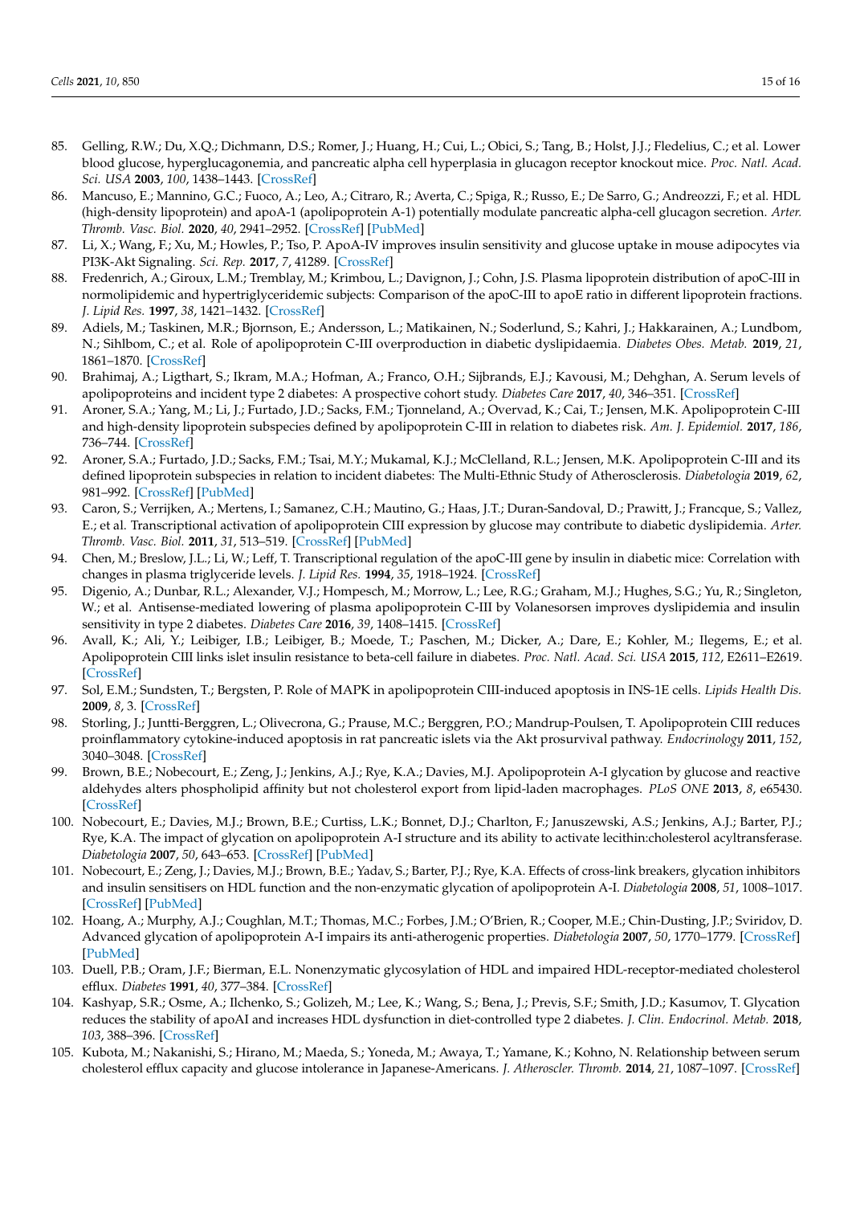85. Gelling, R.W.; Du, X.Q.; Dichmann, D.S.; Romer, J.; Huang, H.; Cui, L.; Obici, S.; Tang, B.; Holst, J.J.; Fledelius, C.; et al. Lower blood glucose, hyperglucagonemia, and pancreatic alpha cell hyperplasia in glucagon receptor knockout mice. *Proc. Natl. Acad. Sci. USA* **2003**, *100*, 1438–1443. [CrossRef]
86. Mancuso, E.; Mannino, G.C.; Fuoco, A.; Leo, A.; Citraro, R.; Averta, C.; Spiga, R.; Russo, E.; De Sarro, G.; Andreozzi, F.; et al. HDL (high-density lipoprotein) and apoA-1 (apolipoprotein A-1) potentially modulate pancreatic alpha-cell glucagon secretion. *Arter. Thromb. Vasc. Biol.* **2020**, *40*, 2941–2952. [CrossRef] [PubMed]
87. Li, X.; Wang, F.; Xu, M.; Howles, P.; Tso, P. ApoA-IV improves insulin sensitivity and glucose uptake in mouse adipocytes via PI3K-Akt Signaling. *Sci. Rep.* **2017**, *7*, 41289. [CrossRef]
88. Fredenrich, A.; Giroux, L.M.; Tremblay, M.; Krimbou, L.; Davignon, J.; Cohn, J.S. Plasma lipoprotein distribution of apoC-III in normolipidemic and hypertriglyceridemic subjects: Comparison of the apoC-III to apoE ratio in different lipoprotein fractions. *J. Lipid Res.* **1997**, *38*, 1421–1432. [CrossRef]
89. Adiels, M.; Taskinen, M.R.; Bjornson, E.; Andersson, L.; Matikainen, N.; Soderlund, S.; Kahri, J.; Hakkarainen, A.; Lundbom, N.; Sihlbom, C.; et al. Role of apolipoprotein C-III overproduction in diabetic dyslipidaemia. *Diabetes Obes. Metab.* **2019**, *21*, 1861–1870. [CrossRef]
90. Brahimaj, A.; Ligthart, S.; Ikram, M.A.; Hofman, A.; Franco, O.H.; Sijbrands, E.J.; Kavousi, M.; Dehghan, A. Serum levels of apolipoproteins and incident type 2 diabetes: A prospective cohort study. *Diabetes Care* **2017**, *40*, 346–351. [CrossRef]
91. Aroner, S.A.; Yang, M.; Li, J.; Furtado, J.D.; Sacks, F.M.; Tjonneland, A.; Overvad, K.; Cai, T.; Jensen, M.K. Apolipoprotein C-III and high-density lipoprotein subspecies defined by apolipoprotein C-III in relation to diabetes risk. *Am. J. Epidemiol.* **2017**, *186*, 736–744. [CrossRef]
92. Aroner, S.A.; Furtado, J.D.; Sacks, F.M.; Tsai, M.Y.; Mukamal, K.J.; McClelland, R.L.; Jensen, M.K. Apolipoprotein C-III and its defined lipoprotein subspecies in relation to incident diabetes: The Multi-Ethnic Study of Atherosclerosis. *Diabetologia* **2019**, *62*, 981–992. [CrossRef] [PubMed]
93. Caron, S.; Verrijken, A.; Mertens, I.; Samanez, C.H.; Mautino, G.; Haas, J.T.; Duran-Sandoval, D.; Prawitt, J.; Francque, S.; Vallez, E.; et al. Transcriptional activation of apolipoprotein CIII expression by glucose may contribute to diabetic dyslipidemia. *Arter. Thromb. Vasc. Biol.* **2011**, *31*, 513–519. [CrossRef] [PubMed]
94. Chen, M.; Breslow, J.L.; Li, W.; Leff, T. Transcriptional regulation of the apoC-III gene by insulin in diabetic mice: Correlation with changes in plasma triglyceride levels. *J. Lipid Res.* **1994**, *35*, 1918–1924. [CrossRef]
95. Digenio, A.; Dunbar, R.L.; Alexander, V.J.; Hompesch, M.; Morrow, L.; Lee, R.G.; Graham, M.J.; Hughes, S.G.; Yu, R.; Singleton, W.; et al. Antisense-mediated lowering of plasma apolipoprotein C-III by Volanesorsen improves dyslipidemia and insulin sensitivity in type 2 diabetes. *Diabetes Care* **2016**, *39*, 1408–1415. [CrossRef]
96. Avall, K.; Ali, Y.; Leibiger, I.B.; Leibiger, B.; Moede, T.; Paschen, M.; Dicker, A.; Dare, E.; Kohler, M.; Ilegems, E.; et al. Apolipoprotein CIII links islet insulin resistance to beta-cell failure in diabetes. *Proc. Natl. Acad. Sci. USA* **2015**, *112*, E2611–E2619. [CrossRef]
97. Sol, E.M.; Sundsten, T.; Bergsten, P. Role of MAPK in apolipoprotein CIII-induced apoptosis in INS-1E cells. *Lipids Health Dis.* **2009**, *8*, 3. [CrossRef]
98. Storling, J.; Juntti-Berggren, L.; Olivecrona, G.; Prause, M.C.; Berggren, P.O.; Mandrup-Poulsen, T. Apolipoprotein CIII reduces proinflammatory cytokine-induced apoptosis in rat pancreatic islets via the Akt prosurvival pathway. *Endocrinology* **2011**, *152*, 3040–3048. [CrossRef]
99. Brown, B.E.; Nobecourt, E.; Zeng, J.; Jenkins, A.J.; Rye, K.A.; Davies, M.J. Apolipoprotein A-I glycation by glucose and reactive aldehydes alters phospholipid affinity but not cholesterol export from lipid-laden macrophages. *PLoS ONE* **2013**, *8*, e65430. [CrossRef]
100. Nobecourt, E.; Davies, M.J.; Brown, B.E.; Curtiss, L.K.; Bonnet, D.J.; Charlton, F.; Januszewski, A.S.; Jenkins, A.J.; Barter, P.J.; Rye, K.A. The impact of glycation on apolipoprotein A-I structure and its ability to activate lecithin:cholesterol acyltransferase. *Diabetologia* **2007**, *50*, 643–653. [CrossRef] [PubMed]
101. Nobecourt, E.; Zeng, J.; Davies, M.J.; Brown, B.E.; Yadav, S.; Barter, P.J.; Rye, K.A. Effects of cross-link breakers, glycation inhibitors and insulin sensitisers on HDL function and the non-enzymatic glycation of apolipoprotein A-I. *Diabetologia* **2008**, *51*, 1008–1017. [CrossRef] [PubMed]
102. Hoang, A.; Murphy, A.J.; Coughlan, M.T.; Thomas, M.C.; Forbes, J.M.; O'Brien, R.; Cooper, M.E.; Chin-Dusting, J.P.; Sviridov, D. Advanced glycation of apolipoprotein A-I impairs its anti-atherogenic properties. *Diabetologia* **2007**, *50*, 1770–1779. [CrossRef] [PubMed]
103. Duell, P.B.; Oram, J.F.; Bierman, E.L. Nonenzymatic glycosylation of HDL and impaired HDL-receptor-mediated cholesterol efflux. *Diabetes* **1991**, *40*, 377–384. [CrossRef]
104. Kashyap, S.R.; Osme, A.; Ilchenko, S.; Golizeh, M.; Lee, K.; Wang, S.; Bena, J.; Previs, S.F.; Smith, J.D.; Kasumov, T. Glycation reduces the stability of apoAI and increases HDL dysfunction in diet-controlled type 2 diabetes. *J. Clin. Endocrinol. Metab.* **2018**, *103*, 388–396. [CrossRef]
105. Kubota, M.; Nakanishi, S.; Hirano, M.; Maeda, S.; Yoneda, M.; Awaya, T.; Yamane, K.; Kohno, N. Relationship between serum cholesterol efflux capacity and glucose intolerance in Japanese-Americans. *J. Atheroscler. Thromb.* **2014**, *21*, 1087–1097. [CrossRef]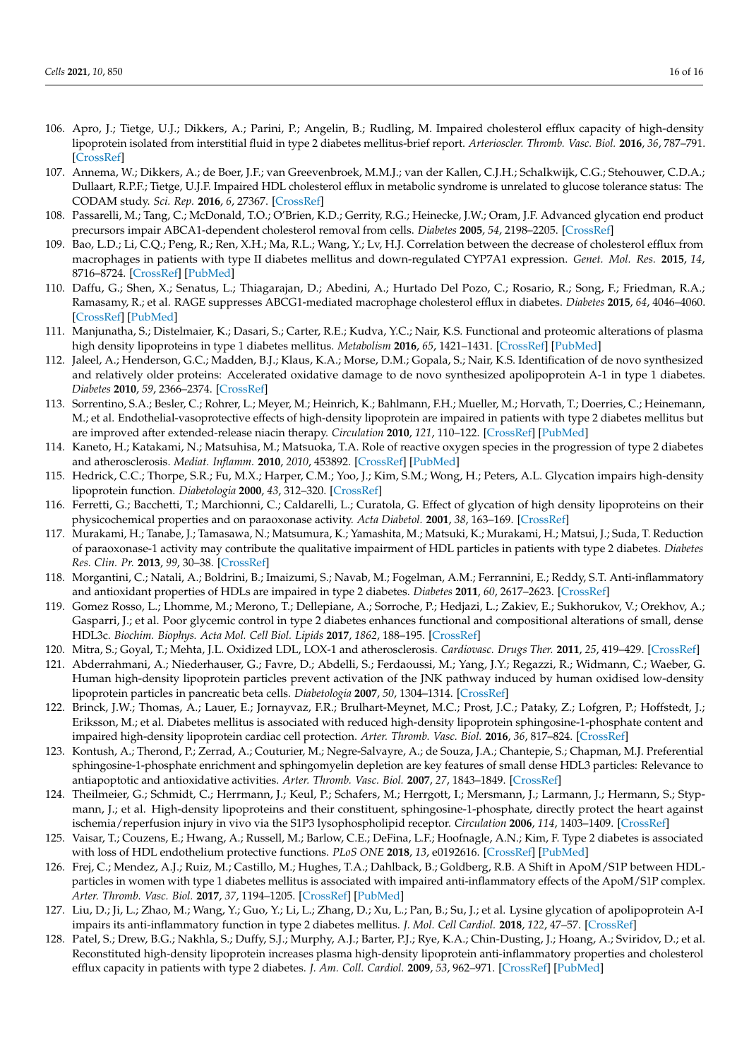106. Apro, J.; Tietge, U.J.; Dikkers, A.; Parini, P.; Angelin, B.; Rudling, M. Impaired cholesterol efflux capacity of high-density lipoprotein isolated from interstitial fluid in type 2 diabetes mellitus-brief report. *Arterioscler. Thromb. Vasc. Biol.* **2016**, *36*, 787–791. [CrossRef]
107. Annema, W.; Dikkers, A.; de Boer, J.F.; van Greevenbroek, M.M.J.; van der Kallen, C.J.H.; Schalkwijk, C.G.; Stehouwer, C.D.A.; Dullaart, R.P.F.; Tietge, U.J.F. Impaired HDL cholesterol efflux in metabolic syndrome is unrelated to glucose tolerance status: The CODAM study. *Sci. Rep.* **2016**, *6*, 27367. [CrossRef]
108. Passarelli, M.; Tang, C.; McDonald, T.O.; O'Brien, K.D.; Gerrity, R.G.; Heinecke, J.W.; Oram, J.F. Advanced glycation end product precursors impair ABCA1-dependent cholesterol removal from cells. *Diabetes* **2005**, *54*, 2198–2205. [CrossRef]
109. Bao, L.D.; Li, C.Q.; Peng, R.; Ren, X.H.; Ma, R.L.; Wang, Y.; Lv, H.J. Correlation between the decrease of cholesterol efflux from macrophages in patients with type II diabetes mellitus and down-regulated CYP7A1 expression. *Genet. Mol. Res.* **2015**, *14*, 8716–8724. [CrossRef] [PubMed]
110. Daffu, G.; Shen, X.; Senatus, L.; Thiagarajan, D.; Abedini, A.; Hurtado Del Pozo, C.; Rosario, R.; Song, F.; Friedman, R.A.; Ramasamy, R.; et al. RAGE suppresses ABCG1-mediated macrophage cholesterol efflux in diabetes. *Diabetes* **2015**, *64*, 4046–4060. [CrossRef] [PubMed]
111. Manjunatha, S.; Distelmaier, K.; Dasari, S.; Carter, R.E.; Kudva, Y.C.; Nair, K.S. Functional and proteomic alterations of plasma high density lipoproteins in type 1 diabetes mellitus. *Metabolism* **2016**, *65*, 1421–1431. [CrossRef] [PubMed]
112. Jaleel, A.; Henderson, G.C.; Madden, B.J.; Klaus, K.A.; Morse, D.M.; Gopala, S.; Nair, K.S. Identification of de novo synthesized and relatively older proteins: Accelerated oxidative damage to de novo synthesized apolipoprotein A-1 in type 1 diabetes. *Diabetes* **2010**, *59*, 2366–2374. [CrossRef]
113. Sorrentino, S.A.; Besler, C.; Rohrer, L.; Meyer, M.; Heinrich, K.; Bahlmann, F.H.; Mueller, M.; Horvath, T.; Doerries, C.; Heinemann, M.; et al. Endothelial-vasoprotective effects of high-density lipoprotein are impaired in patients with type 2 diabetes mellitus but are improved after extended-release niacin therapy. *Circulation* **2010**, *121*, 110–122. [CrossRef] [PubMed]
114. Kaneto, H.; Katakami, N.; Matsuhisa, M.; Matsuoka, T.A. Role of reactive oxygen species in the progression of type 2 diabetes and atherosclerosis. *Mediat. Inflamm.* **2010**, *2010*, 453892. [CrossRef] [PubMed]
115. Hedrick, C.C.; Thorpe, S.R.; Fu, M.X.; Harper, C.M.; Yoo, J.; Kim, S.M.; Wong, H.; Peters, A.L. Glycation impairs high-density lipoprotein function. *Diabetologia* **2000**, *43*, 312–320. [CrossRef]
116. Ferretti, G.; Bacchetti, T.; Marchionni, C.; Caldarelli, L.; Curatola, G. Effect of glycation of high density lipoproteins on their physicochemical properties and on paraoxonase activity. *Acta Diabetol.* **2001**, *38*, 163–169. [CrossRef]
117. Murakami, H.; Tanabe, J.; Tamasawa, N.; Matsumura, K.; Yamashita, M.; Matsuki, K.; Murakami, H.; Matsui, J.; Suda, T. Reduction of paraoxonase-1 activity may contribute the qualitative impairment of HDL particles in patients with type 2 diabetes. *Diabetes Res. Clin. Pr.* **2013**, *99*, 30–38. [CrossRef]
118. Morgantini, C.; Natali, A.; Boldrini, B.; Imaizumi, S.; Navab, M.; Fogelman, A.M.; Ferrannini, E.; Reddy, S.T. Anti-inflammatory and antioxidant properties of HDLs are impaired in type 2 diabetes. *Diabetes* **2011**, *60*, 2617–2623. [CrossRef]
119. Gomez Rosso, L.; Lhomme, M.; Merono, T.; Dellepiane, A.; Sorroche, P.; Hedjazi, L.; Zakiev, E.; Sukhorukov, V.; Orekhov, A.; Gasparri, J.; et al. Poor glycemic control in type 2 diabetes enhances functional and compositional alterations of small, dense HDL3c. *Biochim. Biophys. Acta Mol. Cell Biol. Lipids* **2017**, *1862*, 188–195. [CrossRef]
120. Mitra, S.; Goyal, T.; Mehta, J.L. Oxidized LDL, LOX-1 and atherosclerosis. *Cardiovasc. Drugs Ther.* **2011**, *25*, 419–429. [CrossRef]
121. Abderrahmani, A.; Niederhauser, G.; Favre, D.; Abdelli, S.; Ferdaoussi, M.; Yang, J.Y.; Regazzi, R.; Widmann, C.; Waeber, G. Human high-density lipoprotein particles prevent activation of the JNK pathway induced by human oxidised low-density lipoprotein particles in pancreatic beta cells. *Diabetologia* **2007**, *50*, 1304–1314. [CrossRef]
122. Brinck, J.W.; Thomas, A.; Lauer, E.; Jornayvaz, F.R.; Brulhart-Meynet, M.C.; Prost, J.C.; Pataky, Z.; Lofgren, P.; Hoffstedt, J.; Eriksson, M.; et al. Diabetes mellitus is associated with reduced high-density lipoprotein sphingosine-1-phosphate content and impaired high-density lipoprotein cardiac cell protection. *Arter. Thromb. Vasc. Biol.* **2016**, *36*, 817–824. [CrossRef]
123. Kontush, A.; Therond, P.; Zerrad, A.; Couturier, M.; Negre-Salvayre, A.; de Souza, J.A.; Chantepie, S.; Chapman, M.J. Preferential sphingosine-1-phosphate enrichment and sphingomyelin depletion are key features of small dense HDL3 particles: Relevance to antiapoptotic and antioxidative activities. *Arter. Thromb. Vasc. Biol.* **2007**, *27*, 1843–1849. [CrossRef]
124. Theilmeier, G.; Schmidt, C.; Herrmann, J.; Keul, P.; Schafers, M.; Herrgott, I.; Mersmann, J.; Larmann, J.; Hermann, S.; Stypmann, J.; et al. High-density lipoproteins and their constituent, sphingosine-1-phosphate, directly protect the heart against ischemia/reperfusion injury in vivo via the S1P3 lysophospholipid receptor. *Circulation* **2006**, *114*, 1403–1409. [CrossRef]
125. Vaisar, T.; Couzens, E.; Hwang, A.; Russell, M.; Barlow, C.E.; DeFina, L.F.; Hoofnagle, A.N.; Kim, F. Type 2 diabetes is associated with loss of HDL endothelium protective functions. *PLoS ONE* **2018**, *13*, e0192616. [CrossRef] [PubMed]
126. Frej, C.; Mendez, A.J.; Ruiz, M.; Castillo, M.; Hughes, T.A.; Dahlback, B.; Goldberg, R.B. A Shift in ApoM/S1P between HDL-particles in women with type 1 diabetes mellitus is associated with impaired anti-inflammatory effects of the ApoM/S1P complex. *Arter. Thromb. Vasc. Biol.* **2017**, *37*, 1194–1205. [CrossRef] [PubMed]
127. Liu, D.; Ji, L.; Zhao, M.; Wang, Y.; Guo, Y.; Li, L.; Zhang, D.; Xu, L.; Pan, B.; Su, J.; et al. Lysine glycation of apolipoprotein A-I impairs its anti-inflammatory function in type 2 diabetes mellitus. *J. Mol. Cell Cardiol.* **2018**, *122*, 47–57. [CrossRef]
128. Patel, S.; Drew, B.G.; Nakhla, S.; Duffy, S.J.; Murphy, A.J.; Barter, P.J.; Rye, K.A.; Chin-Dusting, J.; Hoang, A.; Sviridov, D.; et al. Reconstituted high-density lipoprotein increases plasma high-density lipoprotein anti-inflammatory properties and cholesterol efflux capacity in patients with type 2 diabetes. *J. Am. Coll. Cardiol.* **2009**, *53*, 962–971. [CrossRef] [PubMed]